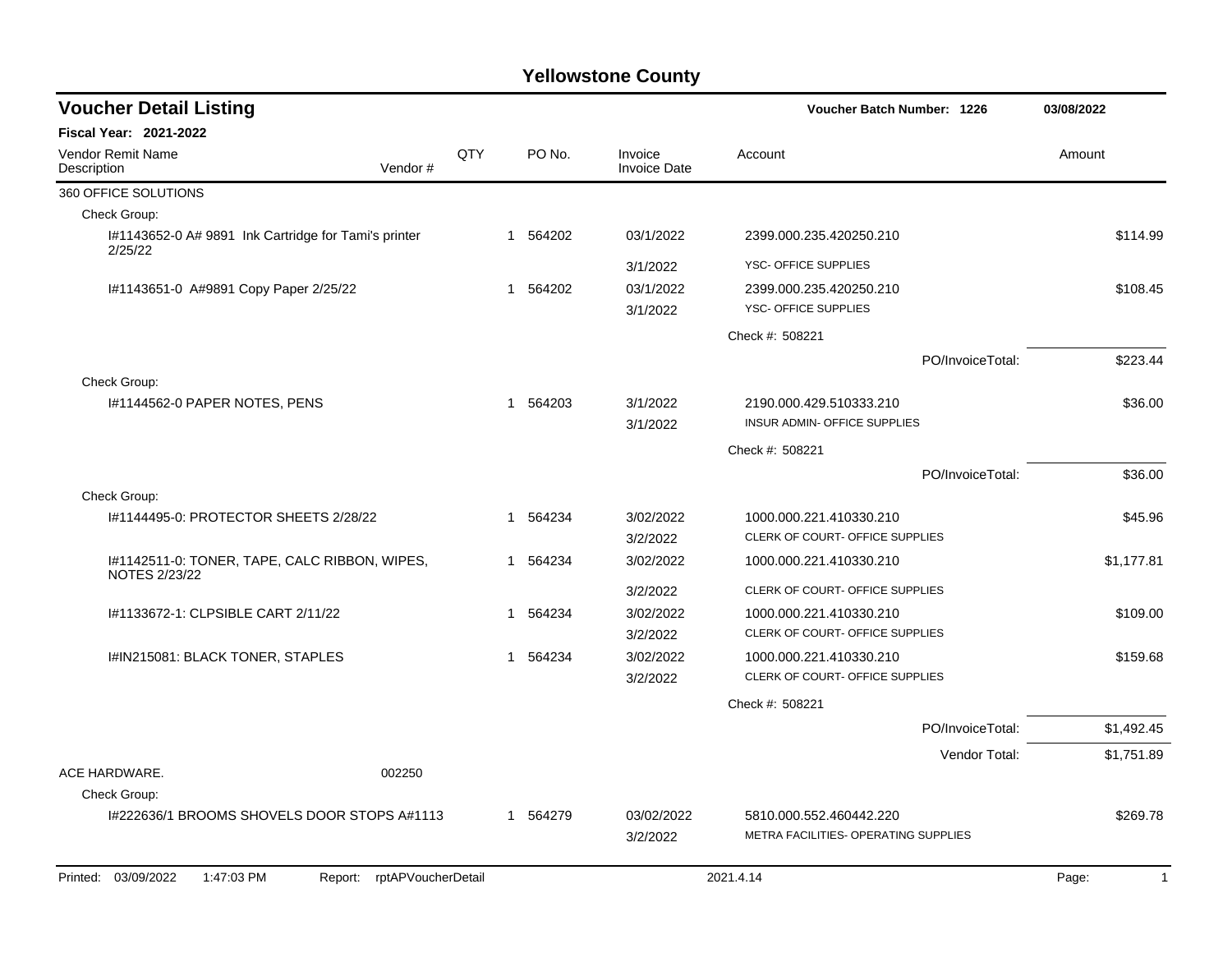# Yellowstone County

## Voucher Detail Listing

**Voucher Batch Number: 1226** 03/08/2022

**Fiscal Year: 2021-2022**

| Vendor Remit Name / Description | Vendor # | QTY | PO No. | Invoice / Invoice Date | Account | Amount |
|---|---|---|---|---|---|---|
| 360 OFFICE SOLUTIONS | | | | | | |
| Check Group: | | | | | | |
| I#1143652-0 A# 9891 Ink Cartridge for Tami's printer 2/25/22 | | 1 | 564202 | 03/1/2022 | 2399.000.235.420250.210 | $114.99 |
| | | | | 3/1/2022 | YSC- OFFICE SUPPLIES | |
| I#1143651-0 A#9891 Copy Paper 2/25/22 | | 1 | 564202 | 03/1/2022 | 2399.000.235.420250.210 | $108.45 |
| | | | | 3/1/2022 | YSC- OFFICE SUPPLIES | |
| | | | | | Check #: 508221 | |
| | | | | | PO/InvoiceTotal: | $223.44 |
| Check Group: | | | | | | |
| I#1144562-0 PAPER NOTES, PENS | | 1 | 564203 | 3/1/2022 | 2190.000.429.510333.210 | $36.00 |
| | | | | 3/1/2022 | INSUR ADMIN- OFFICE SUPPLIES | |
| | | | | | Check #: 508221 | |
| | | | | | PO/InvoiceTotal: | $36.00 |
| Check Group: | | | | | | |
| I#1144495-0: PROTECTOR SHEETS 2/28/22 | | 1 | 564234 | 3/02/2022 | 1000.000.221.410330.210 | $45.96 |
| | | | | 3/2/2022 | CLERK OF COURT- OFFICE SUPPLIES | |
| I#1142511-0: TONER, TAPE, CALC RIBBON, WIPES, NOTES 2/23/22 | | 1 | 564234 | 3/02/2022 | 1000.000.221.410330.210 | $1,177.81 |
| | | | | 3/2/2022 | CLERK OF COURT- OFFICE SUPPLIES | |
| I#1133672-1: CLPSIBLE CART 2/11/22 | | 1 | 564234 | 3/02/2022 | 1000.000.221.410330.210 | $109.00 |
| | | | | 3/2/2022 | CLERK OF COURT- OFFICE SUPPLIES | |
| I#IN215081: BLACK TONER, STAPLES | | 1 | 564234 | 3/02/2022 | 1000.000.221.410330.210 | $159.68 |
| | | | | 3/2/2022 | CLERK OF COURT- OFFICE SUPPLIES | |
| | | | | | Check #: 508221 | |
| | | | | | PO/InvoiceTotal: | $1,492.45 |
| | | | | | Vendor Total: | $1,751.89 |
| ACE HARDWARE. | 002250 | | | | | |
| Check Group: | | | | | | |
| I#222636/1 BROOMS SHOVELS DOOR STOPS A#1113 | | 1 | 564279 | 03/02/2022 | 5810.000.552.460442.220 | $269.78 |
| | | | | 3/2/2022 | METRA FACILITIES- OPERATING SUPPLIES | |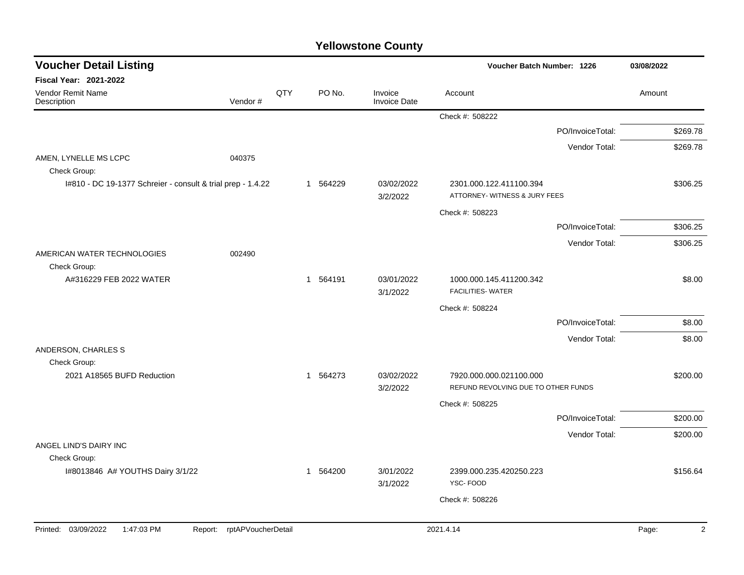# Yellowstone County

## Voucher Detail Listing

**Voucher Batch Number: 1226** — 03/08/2022

**Fiscal Year: 2021-2022**

| Vendor Remit Name / Description | Vendor # | QTY | PO No. | Invoice / Invoice Date | Account | Amount |
|---|---|---|---|---|---|---|
| | | | | | Check #: 508222 | |
| | | | | | PO/InvoiceTotal: | $269.78 |
| | | | | | Vendor Total: | $269.78 |
| AMEN, LYNELLE MS LCPC | 040375 | | | | | |
| Check Group: | | | | | | |
| I#810 - DC 19-1377 Schreier - consult & trial prep - 1.4.22 | | 1 | 564229 | 03/02/2022 / 3/2/2022 | 2301.000.122.411100.394 ATTORNEY- WITNESS & JURY FEES | $306.25 |
| | | | | | Check #: 508223 | |
| | | | | | PO/InvoiceTotal: | $306.25 |
| | | | | | Vendor Total: | $306.25 |
| AMERICAN WATER TECHNOLOGIES | 002490 | | | | | |
| Check Group: | | | | | | |
| A#316229 FEB 2022 WATER | | 1 | 564191 | 03/01/2022 / 3/1/2022 | 1000.000.145.411200.342 FACILITIES- WATER | $8.00 |
| | | | | | Check #: 508224 | |
| | | | | | PO/InvoiceTotal: | $8.00 |
| | | | | | Vendor Total: | $8.00 |
| ANDERSON, CHARLES S | | | | | | |
| Check Group: | | | | | | |
| 2021 A18565 BUFD Reduction | | 1 | 564273 | 03/02/2022 / 3/2/2022 | 7920.000.000.021100.000 REFUND REVOLVING DUE TO OTHER FUNDS | $200.00 |
| | | | | | Check #: 508225 | |
| | | | | | PO/InvoiceTotal: | $200.00 |
| | | | | | Vendor Total: | $200.00 |
| ANGEL LIND'S DAIRY INC | | | | | | |
| Check Group: | | | | | | |
| I#8013846 A# YOUTHS Dairy 3/1/22 | | 1 | 564200 | 3/01/2022 / 3/1/2022 | 2399.000.235.420250.223 YSC- FOOD | $156.64 |
| | | | | | Check #: 508226 | |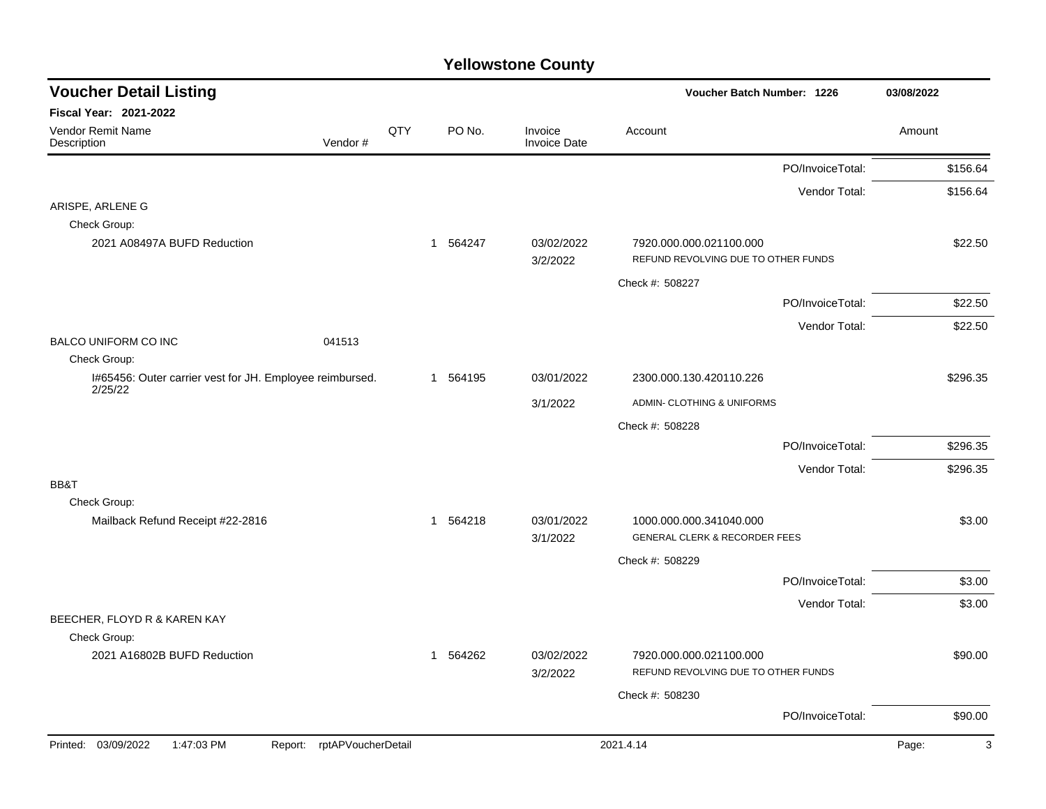# Yellowstone County

## Voucher Detail Listing

**Voucher Batch Number: 1226** — 03/08/2022

**Fiscal Year: 2021-2022**

| Vendor Remit Name / Description | Vendor # | QTY | PO No. | Invoice / Invoice Date | Account | Amount |
|---|---|---|---|---|---|---|
| | | | | | PO/InvoiceTotal: | $156.64 |
| | | | | | Vendor Total: | $156.64 |
| ARISPE, ARLENE G | | | | | | |
| Check Group: | | | | | | |
| 2021 A08497A BUFD Reduction | | 1 | 564247 | 03/02/2022<br>3/2/2022 | 7920.000.000.021100.000<br>REFUND REVOLVING DUE TO OTHER FUNDS | $22.50 |
| | | | | | Check #: 508227 | |
| | | | | | PO/InvoiceTotal: | $22.50 |
| | | | | | Vendor Total: | $22.50 |
| BALCO UNIFORM CO INC | 041513 | | | | | |
| Check Group: | | | | | | |
| I#65456: Outer carrier vest for JH. Employee reimbursed. 2/25/22 | | 1 | 564195 | 03/01/2022<br>3/1/2022 | 2300.000.130.420110.226<br>ADMIN- CLOTHING & UNIFORMS | $296.35 |
| | | | | | Check #: 508228 | |
| | | | | | PO/InvoiceTotal: | $296.35 |
| | | | | | Vendor Total: | $296.35 |
| BB&T | | | | | | |
| Check Group: | | | | | | |
| Mailback Refund Receipt #22-2816 | | 1 | 564218 | 03/01/2022<br>3/1/2022 | 1000.000.000.341040.000<br>GENERAL CLERK & RECORDER FEES | $3.00 |
| | | | | | Check #: 508229 | |
| | | | | | PO/InvoiceTotal: | $3.00 |
| | | | | | Vendor Total: | $3.00 |
| BEECHER, FLOYD R & KAREN KAY | | | | | | |
| Check Group: | | | | | | |
| 2021 A16802B BUFD Reduction | | 1 | 564262 | 03/02/2022<br>3/2/2022 | 7920.000.000.021100.000<br>REFUND REVOLVING DUE TO OTHER FUNDS | $90.00 |
| | | | | | Check #: 508230 | |
| | | | | | PO/InvoiceTotal: | $90.00 |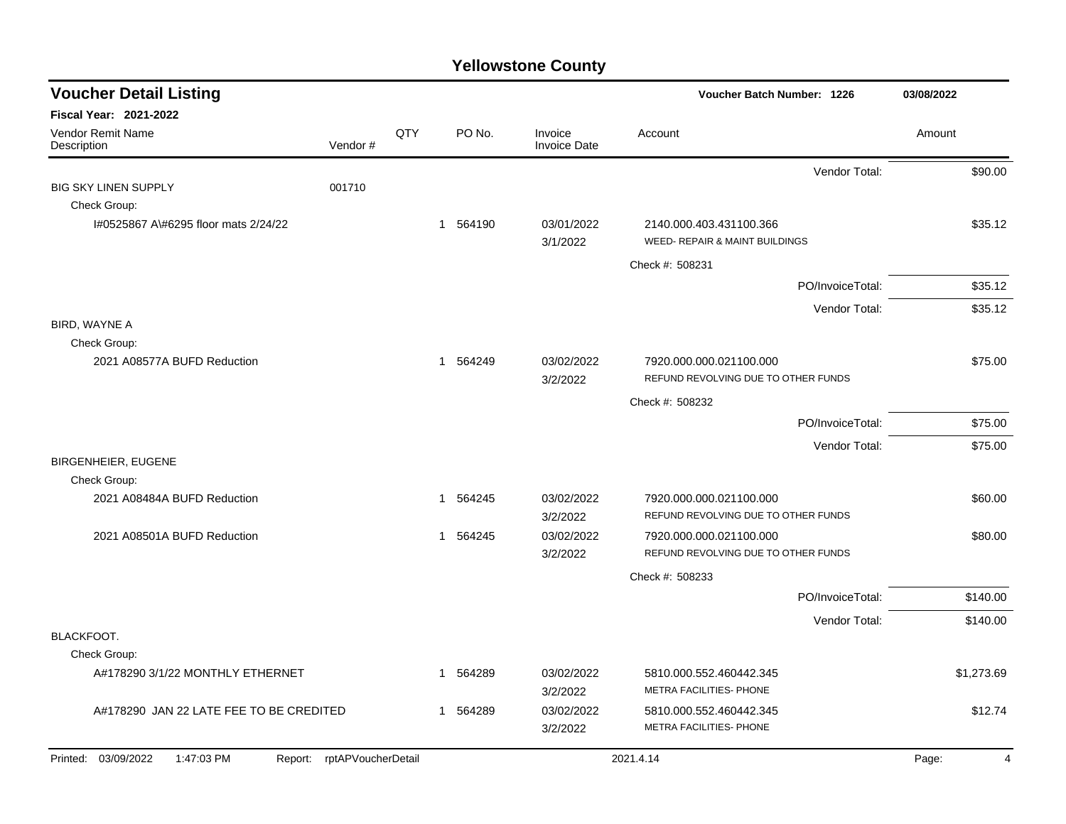# Yellowstone County

## Voucher Detail Listing

**Voucher Batch Number: 1226** — 03/08/2022

**Fiscal Year: 2021-2022**

| Vendor Remit Name / Description | Vendor # | QTY | PO No. | Invoice / Invoice Date | Account | Amount |
|---|---|---|---|---|---|---|
| | | | | | Vendor Total: | $90.00 |
| BIG SKY LINEN SUPPLY | 001710 | | | | | |
| Check Group: | | | | | | |
| I#0525867 A\#6295 floor mats 2/24/22 | | 1 | 564190 | 03/01/2022 3/1/2022 | 2140.000.403.431100.366 WEED- REPAIR & MAINT BUILDINGS | $35.12 |
| | | | | | Check #: 508231 | |
| | | | | | PO/InvoiceTotal: | $35.12 |
| | | | | | Vendor Total: | $35.12 |
| BIRD, WAYNE A | | | | | | |
| Check Group: | | | | | | |
| 2021 A08577A BUFD Reduction | | 1 | 564249 | 03/02/2022 3/2/2022 | 7920.000.000.021100.000 REFUND REVOLVING DUE TO OTHER FUNDS | $75.00 |
| | | | | | Check #: 508232 | |
| | | | | | PO/InvoiceTotal: | $75.00 |
| | | | | | Vendor Total: | $75.00 |
| BIRGENHEIER, EUGENE | | | | | | |
| Check Group: | | | | | | |
| 2021 A08484A BUFD Reduction | | 1 | 564245 | 03/02/2022 3/2/2022 | 7920.000.000.021100.000 REFUND REVOLVING DUE TO OTHER FUNDS | $60.00 |
| 2021 A08501A BUFD Reduction | | 1 | 564245 | 03/02/2022 3/2/2022 | 7920.000.000.021100.000 REFUND REVOLVING DUE TO OTHER FUNDS | $80.00 |
| | | | | | Check #: 508233 | |
| | | | | | PO/InvoiceTotal: | $140.00 |
| | | | | | Vendor Total: | $140.00 |
| BLACKFOOT. | | | | | | |
| Check Group: | | | | | | |
| A#178290 3/1/22 MONTHLY ETHERNET | | 1 | 564289 | 03/02/2022 3/2/2022 | 5810.000.552.460442.345 METRA FACILITIES- PHONE | $1,273.69 |
| A#178290 JAN 22 LATE FEE TO BE CREDITED | | 1 | 564289 | 03/02/2022 3/2/2022 | 5810.000.552.460442.345 METRA FACILITIES- PHONE | $12.74 |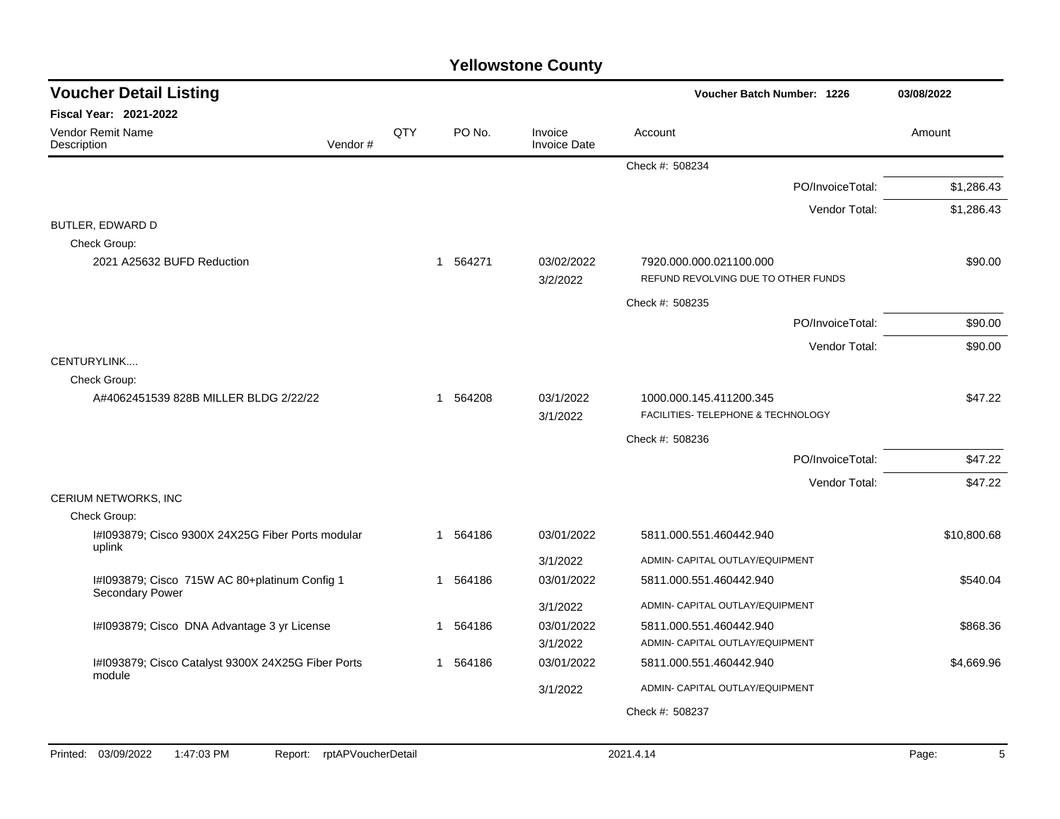# Yellowstone County

## Voucher Detail Listing

**Voucher Batch Number: 1226** 03/08/2022

**Fiscal Year: 2021-2022**

| Vendor Remit Name / Description | Vendor # | QTY | PO No. | Invoice / Invoice Date | Account | Amount |
|---|---|---|---|---|---|---|
| | | | | | Check #: 508234 | |
| | | | | | PO/InvoiceTotal: | $1,286.43 |
| | | | | | Vendor Total: | $1,286.43 |
| BUTLER, EDWARD D | | | | | | |
| Check Group: | | | | | | |
| 2021 A25632 BUFD Reduction | | 1 | 564271 | 03/02/2022 3/2/2022 | 7920.000.000.021100.000 REFUND REVOLVING DUE TO OTHER FUNDS | $90.00 |
| | | | | | Check #: 508235 | |
| | | | | | PO/InvoiceTotal: | $90.00 |
| | | | | | Vendor Total: | $90.00 |
| CENTURYLINK.... | | | | | | |
| Check Group: | | | | | | |
| A#4062451539 828B MILLER BLDG 2/22/22 | | 1 | 564208 | 03/1/2022 3/1/2022 | 1000.000.145.411200.345 FACILITIES- TELEPHONE & TECHNOLOGY | $47.22 |
| | | | | | Check #: 508236 | |
| | | | | | PO/InvoiceTotal: | $47.22 |
| | | | | | Vendor Total: | $47.22 |
| CERIUM NETWORKS, INC | | | | | | |
| Check Group: | | | | | | |
| I#I093879; Cisco 9300X 24X25G Fiber Ports modular uplink | | 1 | 564186 | 03/01/2022 3/1/2022 | 5811.000.551.460442.940 ADMIN- CAPITAL OUTLAY/EQUIPMENT | $10,800.68 |
| I#I093879; Cisco 715W AC 80+platinum Config 1 Secondary Power | | 1 | 564186 | 03/01/2022 3/1/2022 | 5811.000.551.460442.940 ADMIN- CAPITAL OUTLAY/EQUIPMENT | $540.04 |
| I#I093879; Cisco DNA Advantage 3 yr License | | 1 | 564186 | 03/01/2022 3/1/2022 | 5811.000.551.460442.940 ADMIN- CAPITAL OUTLAY/EQUIPMENT | $868.36 |
| I#I093879; Cisco Catalyst 9300X 24X25G Fiber Ports module | | 1 | 564186 | 03/01/2022 3/1/2022 | 5811.000.551.460442.940 ADMIN- CAPITAL OUTLAY/EQUIPMENT | $4,669.96 |
| | | | | | Check #: 508237 | |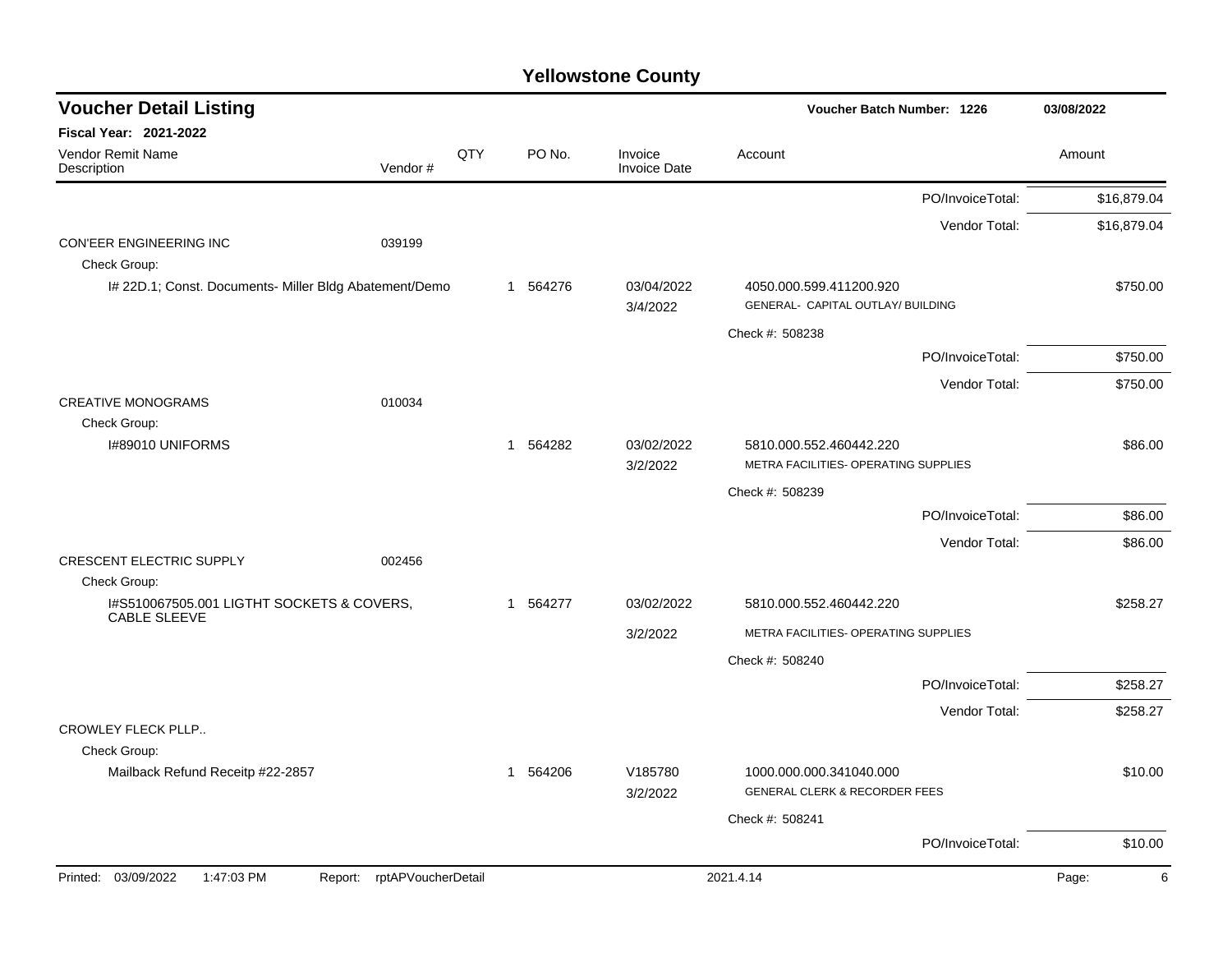# Yellowstone County

## Voucher Detail Listing

**Voucher Batch Number: 1226** — 03/08/2022

**Fiscal Year: 2021-2022**

| Vendor Remit Name / Description | Vendor # | QTY | PO No. | Invoice / Invoice Date | Account | Amount |
|---|---|---|---|---|---|---|
| | | | | | PO/InvoiceTotal: | $16,879.04 |
| | | | | | Vendor Total: | $16,879.04 |
| CON'EER ENGINEERING INC | 039199 | | | | | |
| Check Group: | | | | | | |
| I# 22D.1; Const. Documents- Miller Bldg Abatement/Demo | | 1 | 564276 | 03/04/2022<br>3/4/2022 | 4050.000.599.411200.920<br>GENERAL- CAPITAL OUTLAY/ BUILDING | $750.00 |
| | | | | | Check #: 508238 | |
| | | | | | PO/InvoiceTotal: | $750.00 |
| | | | | | Vendor Total: | $750.00 |
| CREATIVE MONOGRAMS | 010034 | | | | | |
| Check Group: | | | | | | |
| I#89010 UNIFORMS | | 1 | 564282 | 03/02/2022<br>3/2/2022 | 5810.000.552.460442.220<br>METRA FACILITIES- OPERATING SUPPLIES | $86.00 |
| | | | | | Check #: 508239 | |
| | | | | | PO/InvoiceTotal: | $86.00 |
| | | | | | Vendor Total: | $86.00 |
| CRESCENT ELECTRIC SUPPLY | 002456 | | | | | |
| Check Group: | | | | | | |
| I#S510067505.001 LIGTHT SOCKETS & COVERS, CABLE SLEEVE | | 1 | 564277 | 03/02/2022<br>3/2/2022 | 5810.000.552.460442.220<br>METRA FACILITIES- OPERATING SUPPLIES | $258.27 |
| | | | | | Check #: 508240 | |
| | | | | | PO/InvoiceTotal: | $258.27 |
| | | | | | Vendor Total: | $258.27 |
| CROWLEY FLECK PLLP.. | | | | | | |
| Check Group: | | | | | | |
| Mailback Refund Receitp #22-2857 | | 1 | 564206 | V185780<br>3/2/2022 | 1000.000.000.341040.000<br>GENERAL CLERK & RECORDER FEES | $10.00 |
| | | | | | Check #: 508241 | |
| | | | | | PO/InvoiceTotal: | $10.00 |

Printed: 03/09/2022 1:47:03 PM Report: rptAPVoucherDetail 2021.4.14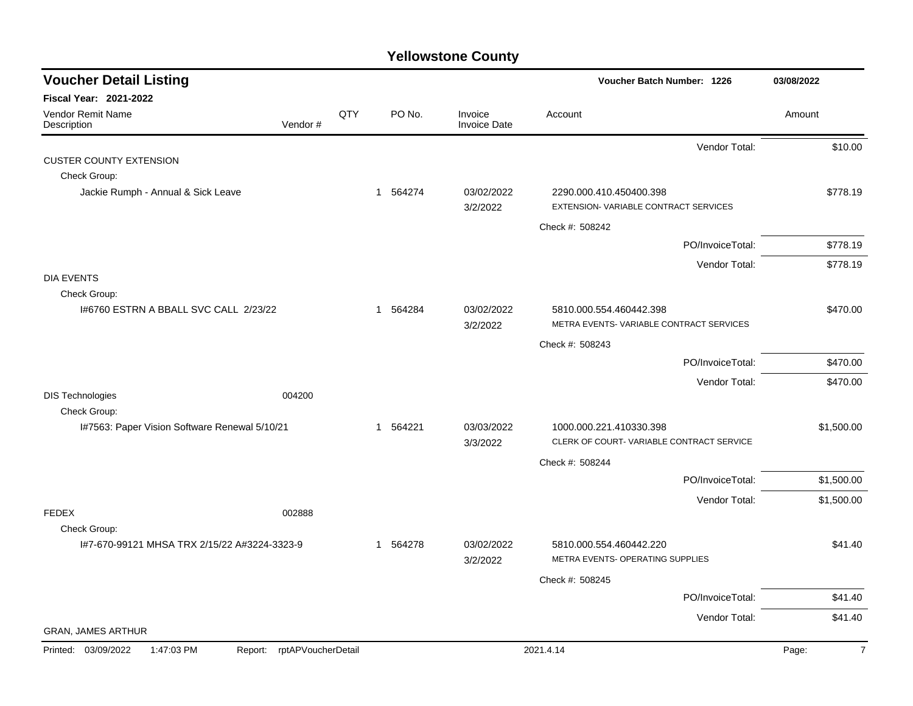# Yellowstone County

## Voucher Detail Listing

**Voucher Batch Number: 1226** | 03/08/2022

**Fiscal Year: 2021-2022**

| Vendor Remit Name / Description | Vendor # | QTY | PO No. | Invoice / Invoice Date | Account | Amount |
|---|---|---|---|---|---|---|
| | | | | | Vendor Total: | $10.00 |
| CUSTER COUNTY EXTENSION | | | | | | |
| Check Group: | | | | | | |
| Jackie Rumph - Annual & Sick Leave | | 1 | 564274 | 03/02/2022<br>3/2/2022 | 2290.000.410.450400.398<br>EXTENSION- VARIABLE CONTRACT SERVICES | $778.19 |
| | | | | | Check #: 508242 | |
| | | | | | PO/InvoiceTotal: | $778.19 |
| | | | | | Vendor Total: | $778.19 |
| DIA EVENTS | | | | | | |
| Check Group: | | | | | | |
| I#6760 ESTRN A BBALL SVC CALL 2/23/22 | | 1 | 564284 | 03/02/2022<br>3/2/2022 | 5810.000.554.460442.398<br>METRA EVENTS- VARIABLE CONTRACT SERVICES | $470.00 |
| | | | | | Check #: 508243 | |
| | | | | | PO/InvoiceTotal: | $470.00 |
| | | | | | Vendor Total: | $470.00 |
| DIS Technologies | 004200 | | | | | |
| Check Group: | | | | | | |
| I#7563: Paper Vision Software Renewal 5/10/21 | | 1 | 564221 | 03/03/2022<br>3/3/2022 | 1000.000.221.410330.398<br>CLERK OF COURT- VARIABLE CONTRACT SERVICE | $1,500.00 |
| | | | | | Check #: 508244 | |
| | | | | | PO/InvoiceTotal: | $1,500.00 |
| | | | | | Vendor Total: | $1,500.00 |
| FEDEX | 002888 | | | | | |
| Check Group: | | | | | | |
| I#7-670-99121 MHSA TRX 2/15/22 A#3224-3323-9 | | 1 | 564278 | 03/02/2022<br>3/2/2022 | 5810.000.554.460442.220<br>METRA EVENTS- OPERATING SUPPLIES | $41.40 |
| | | | | | Check #: 508245 | |
| | | | | | PO/InvoiceTotal: | $41.40 |
| | | | | | Vendor Total: | $41.40 |
| GRAN, JAMES ARTHUR | | | | | | |

Printed: 03/09/2022 1:47:03 PM Report: rptAPVoucherDetail 2021.4.14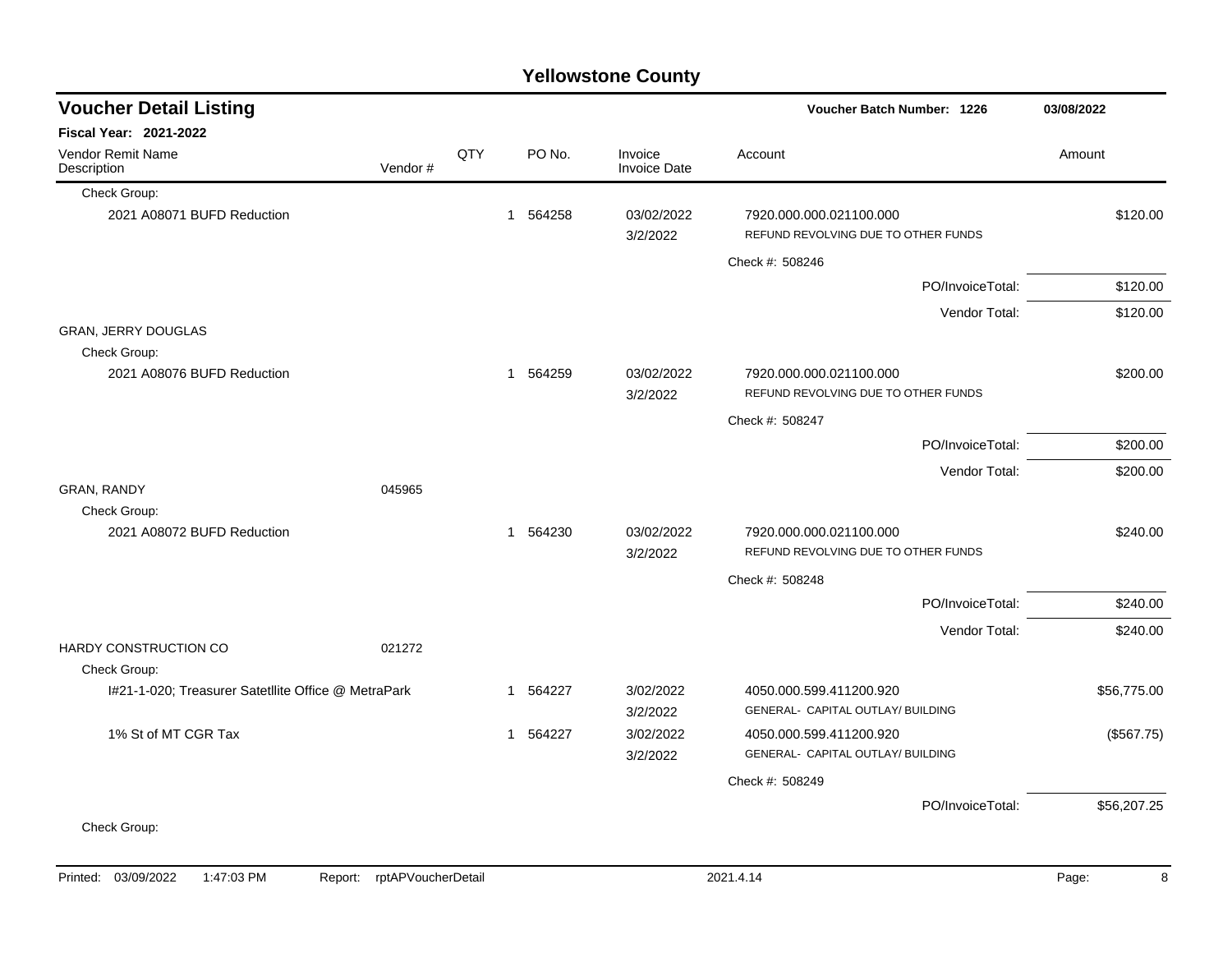# Yellowstone County

## Voucher Detail Listing

**Voucher Batch Number: 1226** — 03/08/2022

**Fiscal Year: 2021-2022**

| Vendor Remit Name / Description | Vendor # | QTY | PO No. | Invoice / Invoice Date | Account | Amount |
|---|---|---|---|---|---|---|
| Check Group: | | | | | | |
| 2021 A08071 BUFD Reduction | | 1 | 564258 | 03/02/2022<br>3/2/2022 | 7920.000.000.021100.000<br>REFUND REVOLVING DUE TO OTHER FUNDS | $120.00 |
| | | | | | Check #: 508246 | |
| | | | | | PO/InvoiceTotal: | $120.00 |
| | | | | | Vendor Total: | $120.00 |
| GRAN, JERRY DOUGLAS | | | | | | |
| Check Group: | | | | | | |
| 2021 A08076 BUFD Reduction | | 1 | 564259 | 03/02/2022<br>3/2/2022 | 7920.000.000.021100.000<br>REFUND REVOLVING DUE TO OTHER FUNDS | $200.00 |
| | | | | | Check #: 508247 | |
| | | | | | PO/InvoiceTotal: | $200.00 |
| | | | | | Vendor Total: | $200.00 |
| GRAN, RANDY | 045965 | | | | | |
| Check Group: | | | | | | |
| 2021 A08072 BUFD Reduction | | 1 | 564230 | 03/02/2022<br>3/2/2022 | 7920.000.000.021100.000<br>REFUND REVOLVING DUE TO OTHER FUNDS | $240.00 |
| | | | | | Check #: 508248 | |
| | | | | | PO/InvoiceTotal: | $240.00 |
| | | | | | Vendor Total: | $240.00 |
| HARDY CONSTRUCTION CO | 021272 | | | | | |
| Check Group: | | | | | | |
| I#21-1-020; Treasurer Satetllite Office @ MetraPark | | 1 | 564227 | 3/02/2022<br>3/2/2022 | 4050.000.599.411200.920<br>GENERAL- CAPITAL OUTLAY/ BUILDING | $56,775.00 |
| 1% St of MT CGR Tax | | 1 | 564227 | 3/02/2022<br>3/2/2022 | 4050.000.599.411200.920<br>GENERAL- CAPITAL OUTLAY/ BUILDING | ($567.75) |
| | | | | | Check #: 508249 | |
| | | | | | PO/InvoiceTotal: | $56,207.25 |
| Check Group: | | | | | | |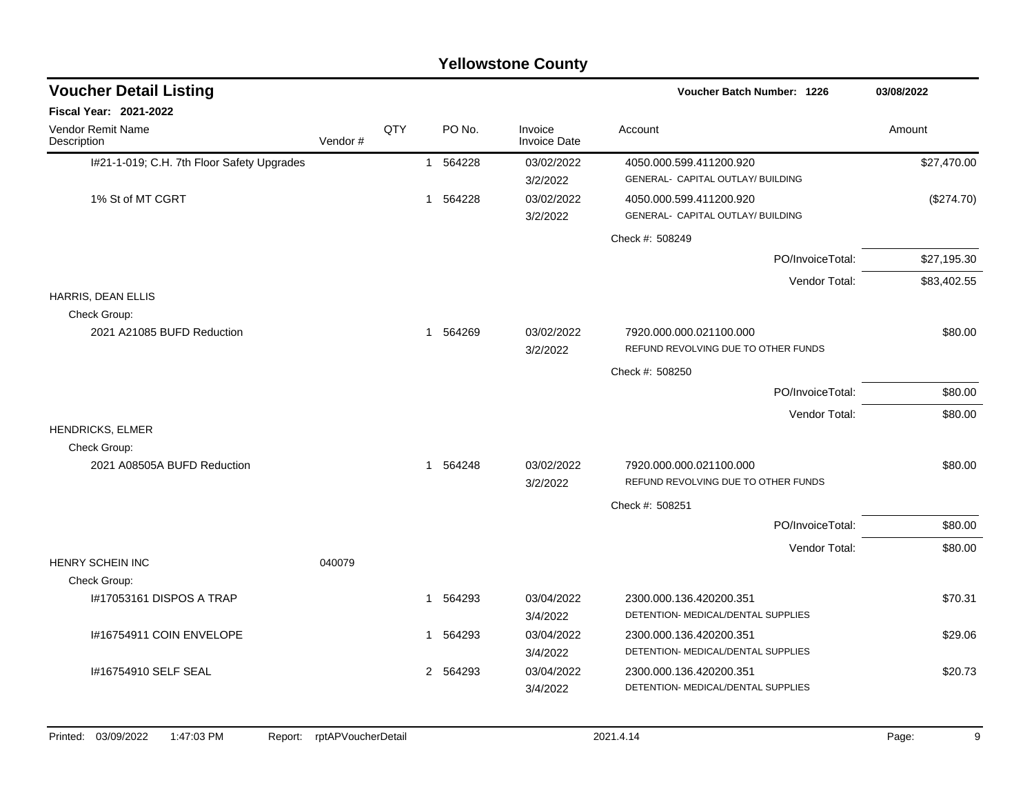# Yellowstone County

## Voucher Detail Listing

**Voucher Batch Number: 1226** — 03/08/2022

**Fiscal Year: 2021-2022**

| Vendor Remit Name / Description | Vendor # | QTY | PO No. | Invoice / Invoice Date | Account | Amount |
|---|---|---|---|---|---|---|
| I#21-1-019; C.H. 7th Floor Safety Upgrades | | 1 | 564228 | 03/02/2022<br>3/2/2022 | 4050.000.599.411200.920<br>GENERAL- CAPITAL OUTLAY/ BUILDING | $27,470.00 |
| 1% St of MT CGRT | | 1 | 564228 | 03/02/2022<br>3/2/2022 | 4050.000.599.411200.920<br>GENERAL- CAPITAL OUTLAY/ BUILDING | ($274.70) |
| | | | | | Check #: 508249 | |
| | | | | | PO/InvoiceTotal: | $27,195.30 |
| | | | | | Vendor Total: | $83,402.55 |
| HARRIS, DEAN ELLIS | | | | | | |
| Check Group: | | | | | | |
| 2021 A21085 BUFD Reduction | | 1 | 564269 | 03/02/2022<br>3/2/2022 | 7920.000.000.021100.000<br>REFUND REVOLVING DUE TO OTHER FUNDS | $80.00 |
| | | | | | Check #: 508250 | |
| | | | | | PO/InvoiceTotal: | $80.00 |
| | | | | | Vendor Total: | $80.00 |
| HENDRICKS, ELMER | | | | | | |
| Check Group: | | | | | | |
| 2021 A08505A BUFD Reduction | | 1 | 564248 | 03/02/2022<br>3/2/2022 | 7920.000.000.021100.000<br>REFUND REVOLVING DUE TO OTHER FUNDS | $80.00 |
| | | | | | Check #: 508251 | |
| | | | | | PO/InvoiceTotal: | $80.00 |
| | | | | | Vendor Total: | $80.00 |
| HENRY SCHEIN INC | 040079 | | | | | |
| Check Group: | | | | | | |
| I#17053161 DISPOS A TRAP | | 1 | 564293 | 03/04/2022<br>3/4/2022 | 2300.000.136.420200.351<br>DETENTION- MEDICAL/DENTAL SUPPLIES | $70.31 |
| I#16754911 COIN ENVELOPE | | 1 | 564293 | 03/04/2022<br>3/4/2022 | 2300.000.136.420200.351<br>DETENTION- MEDICAL/DENTAL SUPPLIES | $29.06 |
| I#16754910 SELF SEAL | | 2 | 564293 | 03/04/2022<br>3/4/2022 | 2300.000.136.420200.351<br>DETENTION- MEDICAL/DENTAL SUPPLIES | $20.73 |

Printed: 03/09/2022 1:47:03 PM Report: rptAPVoucherDetail 2021.4.14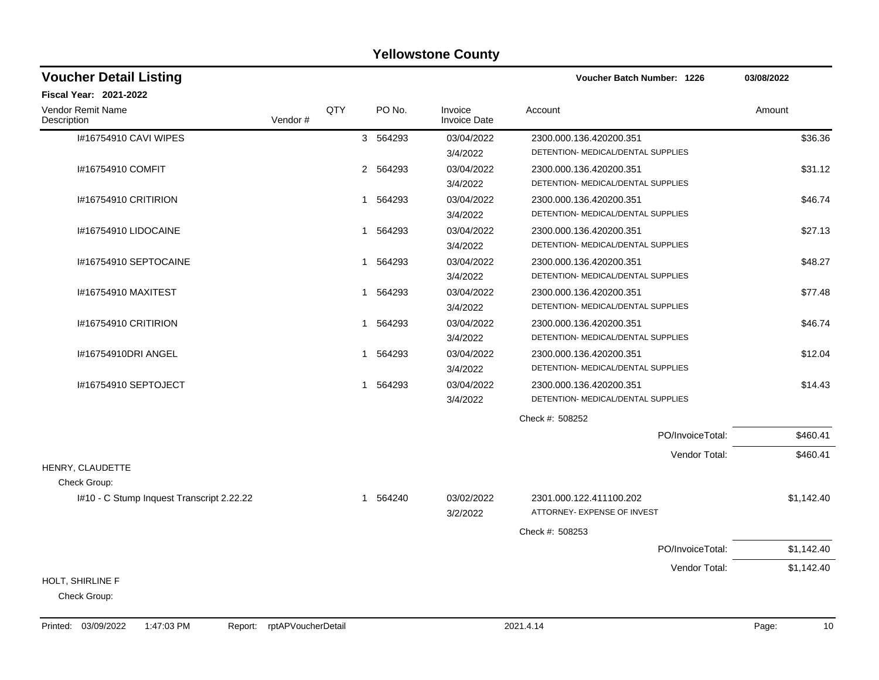# Yellowstone County

## Voucher Detail Listing

**Voucher Batch Number: 1226** | **03/08/2022**

**Fiscal Year: 2021-2022**

| Vendor Remit Name / Description | Vendor # | QTY | PO No. | Invoice / Invoice Date | Account | Amount |
|---|---|---|---|---|---|---|
| I#16754910 CAVI WIPES | | 3 | 564293 | 03/04/2022<br>3/4/2022 | 2300.000.136.420200.351<br>DETENTION- MEDICAL/DENTAL SUPPLIES | $36.36 |
| I#16754910 COMFIT | | 2 | 564293 | 03/04/2022<br>3/4/2022 | 2300.000.136.420200.351<br>DETENTION- MEDICAL/DENTAL SUPPLIES | $31.12 |
| I#16754910 CRITIRION | | 1 | 564293 | 03/04/2022<br>3/4/2022 | 2300.000.136.420200.351<br>DETENTION- MEDICAL/DENTAL SUPPLIES | $46.74 |
| I#16754910 LIDOCAINE | | 1 | 564293 | 03/04/2022<br>3/4/2022 | 2300.000.136.420200.351<br>DETENTION- MEDICAL/DENTAL SUPPLIES | $27.13 |
| I#16754910 SEPTOCAINE | | 1 | 564293 | 03/04/2022<br>3/4/2022 | 2300.000.136.420200.351<br>DETENTION- MEDICAL/DENTAL SUPPLIES | $48.27 |
| I#16754910 MAXITEST | | 1 | 564293 | 03/04/2022<br>3/4/2022 | 2300.000.136.420200.351<br>DETENTION- MEDICAL/DENTAL SUPPLIES | $77.48 |
| I#16754910 CRITIRION | | 1 | 564293 | 03/04/2022<br>3/4/2022 | 2300.000.136.420200.351<br>DETENTION- MEDICAL/DENTAL SUPPLIES | $46.74 |
| I#16754910DRI ANGEL | | 1 | 564293 | 03/04/2022<br>3/4/2022 | 2300.000.136.420200.351<br>DETENTION- MEDICAL/DENTAL SUPPLIES | $12.04 |
| I#16754910 SEPTOJECT | | 1 | 564293 | 03/04/2022<br>3/4/2022 | 2300.000.136.420200.351<br>DETENTION- MEDICAL/DENTAL SUPPLIES | $14.43 |
| | | | | | Check #: 508252 | |
| | | | | | PO/InvoiceTotal: | $460.41 |
| | | | | | Vendor Total: | $460.41 |
| HENRY, CLAUDETTE | | | | | | |
| Check Group: | | | | | | |
| I#10 - C Stump Inquest Transcript 2.22.22 | | 1 | 564240 | 03/02/2022<br>3/2/2022 | 2301.000.122.411100.202<br>ATTORNEY- EXPENSE OF INVEST | $1,142.40 |
| | | | | | Check #: 508253 | |
| | | | | | PO/InvoiceTotal: | $1,142.40 |
| | | | | | Vendor Total: | $1,142.40 |
| HOLT, SHIRLINE F | | | | | | |
| Check Group: | | | | | | |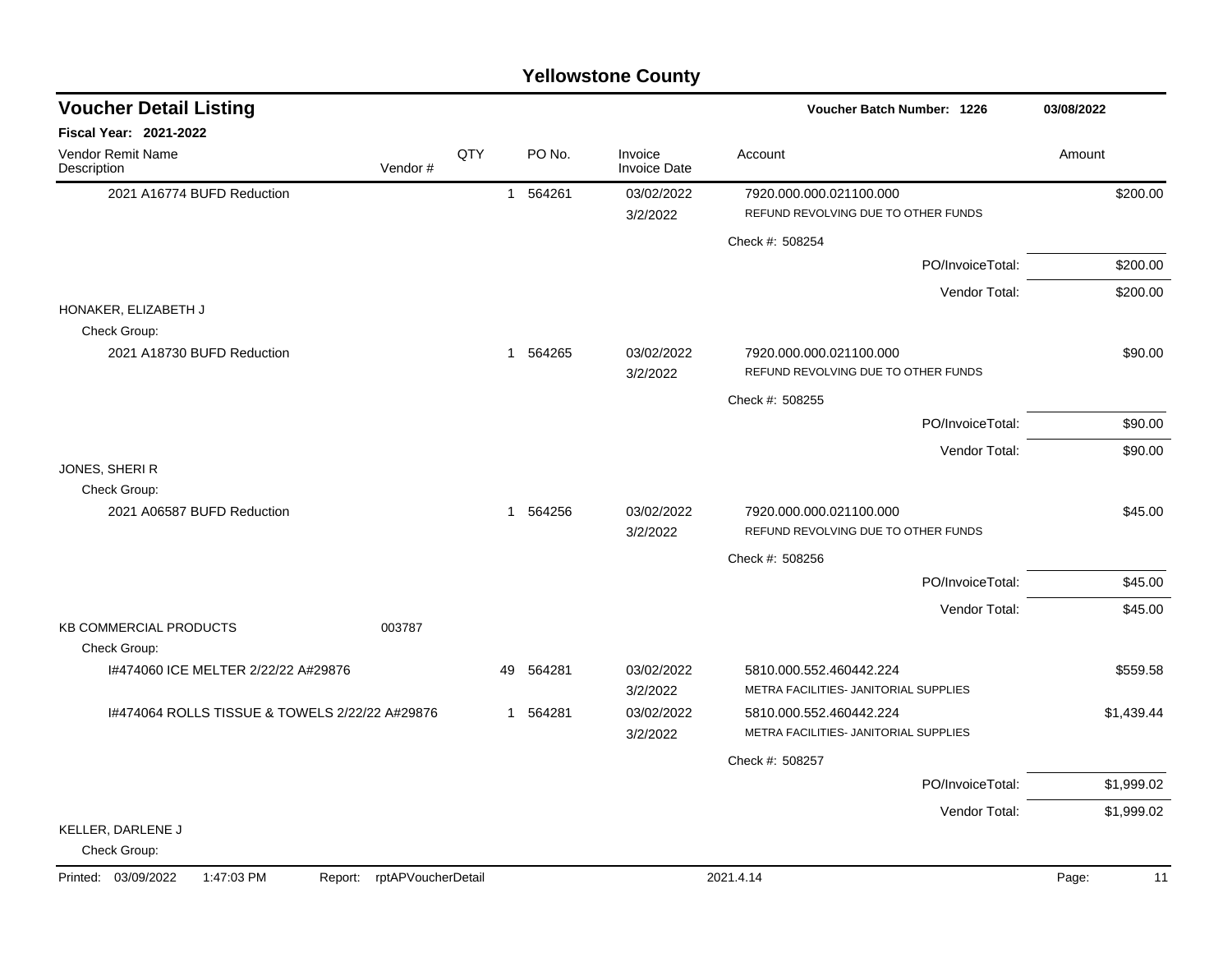# Yellowstone County

## Voucher Detail Listing

**Voucher Batch Number: 1226** — 03/08/2022

**Fiscal Year: 2021-2022**

| Vendor Remit Name / Description | Vendor # | QTY | PO No. | Invoice / Invoice Date | Account | Amount |
|---|---|---|---|---|---|---|
| 2021 A16774 BUFD Reduction | | 1 | 564261 | 03/02/2022 3/2/2022 | 7920.000.000.021100.000 REFUND REVOLVING DUE TO OTHER FUNDS | $200.00 |
| | | | | | Check #: 508254 | |
| | | | | | PO/InvoiceTotal: | $200.00 |
| | | | | | Vendor Total: | $200.00 |
| HONAKER, ELIZABETH J | | | | | | |
| Check Group: | | | | | | |
| 2021 A18730 BUFD Reduction | | 1 | 564265 | 03/02/2022 3/2/2022 | 7920.000.000.021100.000 REFUND REVOLVING DUE TO OTHER FUNDS | $90.00 |
| | | | | | Check #: 508255 | |
| | | | | | PO/InvoiceTotal: | $90.00 |
| | | | | | Vendor Total: | $90.00 |
| JONES, SHERI R | | | | | | |
| Check Group: | | | | | | |
| 2021 A06587 BUFD Reduction | | 1 | 564256 | 03/02/2022 3/2/2022 | 7920.000.000.021100.000 REFUND REVOLVING DUE TO OTHER FUNDS | $45.00 |
| | | | | | Check #: 508256 | |
| | | | | | PO/InvoiceTotal: | $45.00 |
| | | | | | Vendor Total: | $45.00 |
| KB COMMERCIAL PRODUCTS | 003787 | | | | | |
| Check Group: | | | | | | |
| I#474060 ICE MELTER 2/22/22 A#29876 | | 49 | 564281 | 03/02/2022 3/2/2022 | 5810.000.552.460442.224 METRA FACILITIES- JANITORIAL SUPPLIES | $559.58 |
| I#474064 ROLLS TISSUE & TOWELS 2/22/22 A#29876 | | 1 | 564281 | 03/02/2022 3/2/2022 | 5810.000.552.460442.224 METRA FACILITIES- JANITORIAL SUPPLIES | $1,439.44 |
| | | | | | Check #: 508257 | |
| | | | | | PO/InvoiceTotal: | $1,999.02 |
| | | | | | Vendor Total: | $1,999.02 |
| KELLER, DARLENE J | | | | | | |
| Check Group: | | | | | | |

Printed: 03/09/2022 1:47:03 PM Report: rptAPVoucherDetail 2021.4.14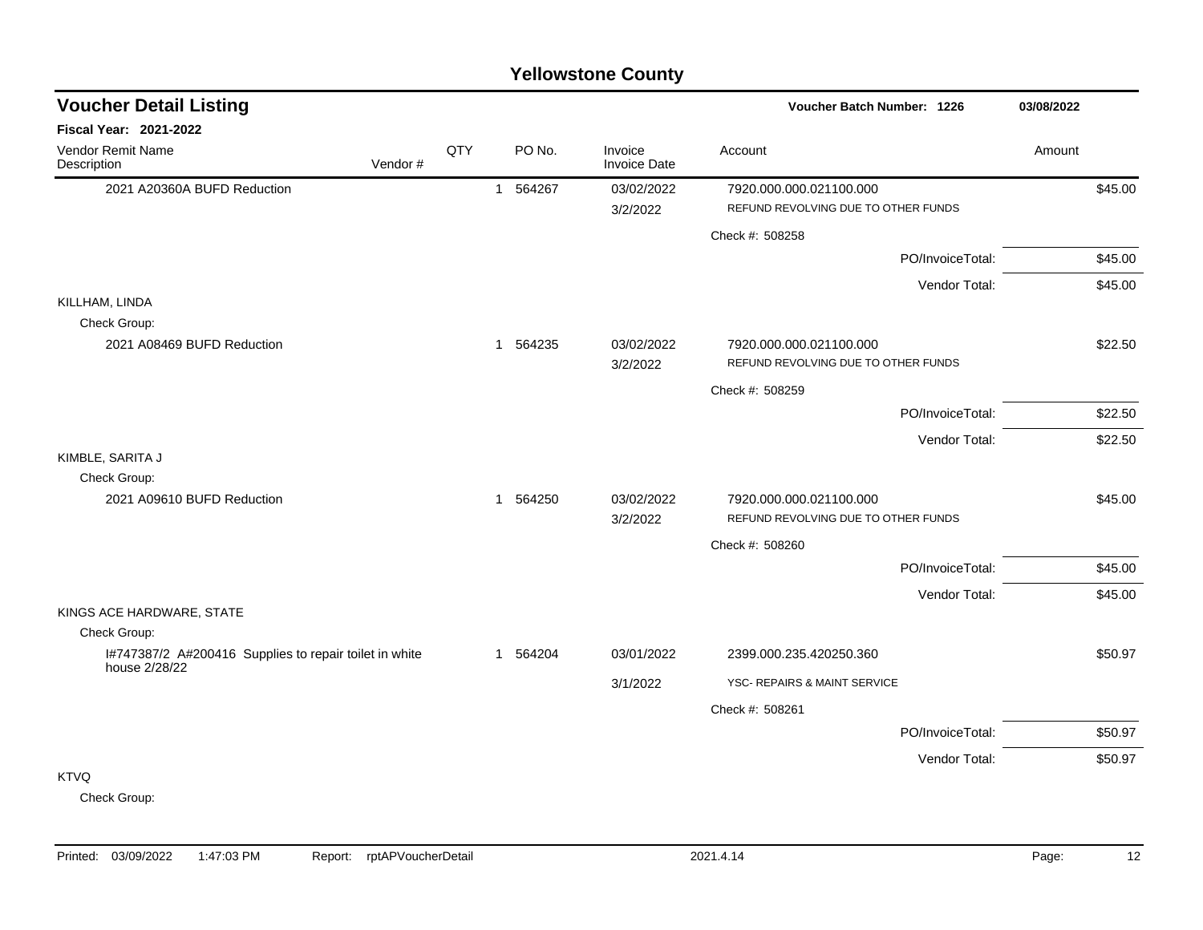## Yellowstone County

### Voucher Detail Listing

Voucher Batch Number: 1226 — 03/08/2022

**Fiscal Year: 2021-2022**

| Vendor Remit Name / Description | Vendor # | QTY | PO No. | Invoice / Invoice Date | Account | Amount |
|---|---|---|---|---|---|---|
| 2021 A20360A BUFD Reduction | | 1 | 564267 | 03/02/2022 / 3/2/2022 | 7920.000.000.021100.000 REFUND REVOLVING DUE TO OTHER FUNDS | $45.00 |
| | | | | | Check #: 508258 | |
| | | | | | PO/InvoiceTotal: | $45.00 |
| | | | | | Vendor Total: | $45.00 |
| KILLHAM, LINDA | | | | | | |
| Check Group: | | | | | | |
| 2021 A08469 BUFD Reduction | | 1 | 564235 | 03/02/2022 / 3/2/2022 | 7920.000.000.021100.000 REFUND REVOLVING DUE TO OTHER FUNDS | $22.50 |
| | | | | | Check #: 508259 | |
| | | | | | PO/InvoiceTotal: | $22.50 |
| | | | | | Vendor Total: | $22.50 |
| KIMBLE, SARITA J | | | | | | |
| Check Group: | | | | | | |
| 2021 A09610 BUFD Reduction | | 1 | 564250 | 03/02/2022 / 3/2/2022 | 7920.000.000.021100.000 REFUND REVOLVING DUE TO OTHER FUNDS | $45.00 |
| | | | | | Check #: 508260 | |
| | | | | | PO/InvoiceTotal: | $45.00 |
| | | | | | Vendor Total: | $45.00 |
| KINGS ACE HARDWARE, STATE | | | | | | |
| Check Group: | | | | | | |
| I#747387/2 A#200416 Supplies to repair toilet in white house 2/28/22 | | 1 | 564204 | 03/01/2022 / 3/1/2022 | 2399.000.235.420250.360 YSC- REPAIRS & MAINT SERVICE | $50.97 |
| | | | | | Check #: 508261 | |
| | | | | | PO/InvoiceTotal: | $50.97 |
| | | | | | Vendor Total: | $50.97 |
| KTVQ | | | | | | |
| Check Group: | | | | | | |

Printed: 03/09/2022 1:47:03 PM Report: rptAPVoucherDetail 2021.4.14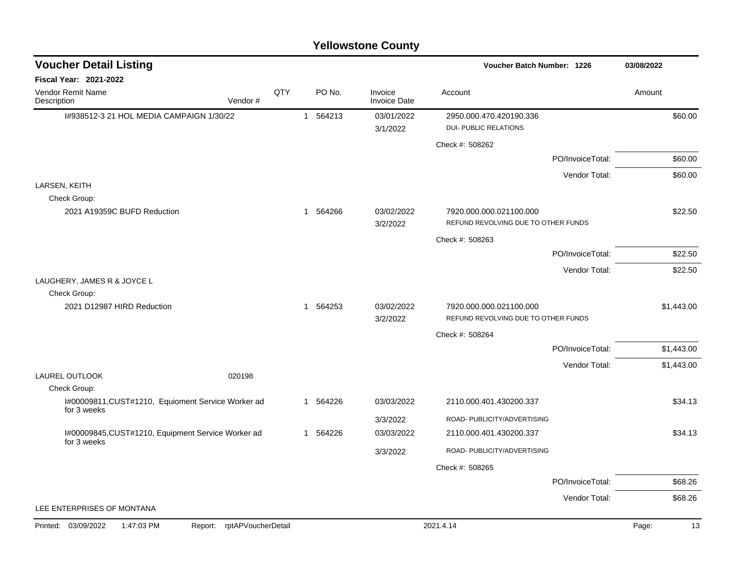# Yellowstone County

## Voucher Detail Listing

**Voucher Batch Number: 1226** | **03/08/2022**

**Fiscal Year: 2021-2022**

| Vendor Remit Name / Description | Vendor # | QTY | PO No. | Invoice / Invoice Date | Account | Amount |
|---|---|---|---|---|---|---|
| I#938512-3 21 HOL MEDIA CAMPAIGN 1/30/22 | | 1 | 564213 | 03/01/2022 | 2950.000.470.420190.336 | $60.00 |
| | | | | 3/1/2022 | DUI- PUBLIC RELATIONS | |
| | | | | | Check #: 508262 | |
| | | | | | PO/InvoiceTotal: | $60.00 |
| | | | | | Vendor Total: | $60.00 |
| LARSEN, KEITH | | | | | | |
| Check Group: | | | | | | |
| 2021 A19359C BUFD Reduction | | 1 | 564266 | 03/02/2022 | 7920.000.000.021100.000 | $22.50 |
| | | | | 3/2/2022 | REFUND REVOLVING DUE TO OTHER FUNDS | |
| | | | | | Check #: 508263 | |
| | | | | | PO/InvoiceTotal: | $22.50 |
| | | | | | Vendor Total: | $22.50 |
| LAUGHERY, JAMES R & JOYCE L | | | | | | |
| Check Group: | | | | | | |
| 2021 D12987 HIRD Reduction | | 1 | 564253 | 03/02/2022 | 7920.000.000.021100.000 | $1,443.00 |
| | | | | 3/2/2022 | REFUND REVOLVING DUE TO OTHER FUNDS | |
| | | | | | Check #: 508264 | |
| | | | | | PO/InvoiceTotal: | $1,443.00 |
| | | | | | Vendor Total: | $1,443.00 |
| LAUREL OUTLOOK | 020198 | | | | | |
| Check Group: | | | | | | |
| I#00009811,CUST#1210, Equioment Service Worker ad for 3 weeks | | 1 | 564226 | 03/03/2022 | 2110.000.401.430200.337 | $34.13 |
| | | | | 3/3/2022 | ROAD- PUBLICITY/ADVERTISING | |
| I#00009845,CUST#1210, Equipment Service Worker ad for 3 weeks | | 1 | 564226 | 03/03/2022 | 2110.000.401.430200.337 | $34.13 |
| | | | | 3/3/2022 | ROAD- PUBLICITY/ADVERTISING | |
| | | | | | Check #: 508265 | |
| | | | | | PO/InvoiceTotal: | $68.26 |
| | | | | | Vendor Total: | $68.26 |
| LEE ENTERPRISES OF MONTANA | | | | | | |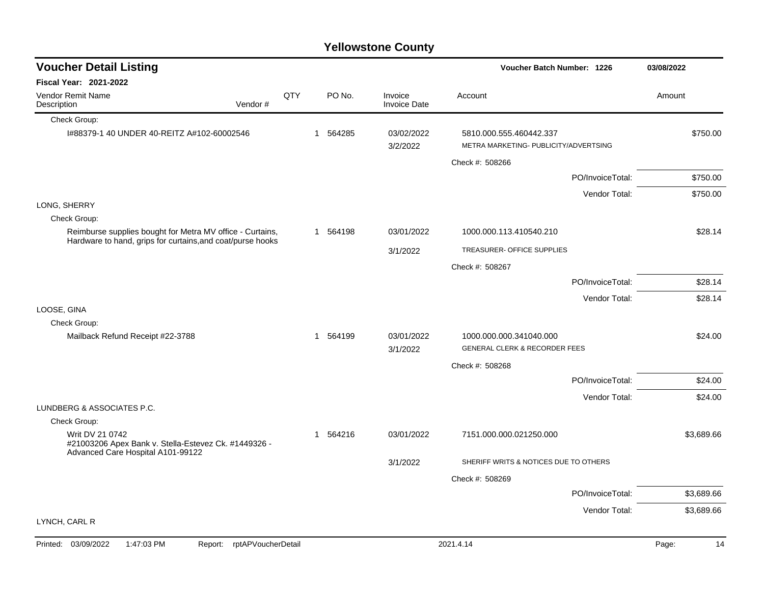# Yellowstone County

## Voucher Detail Listing

**Voucher Batch Number: 1226** 03/08/2022

**Fiscal Year: 2021-2022**

| Vendor Remit Name / Description | Vendor # | QTY | PO No. | Invoice / Invoice Date | Account | Amount |
|---|---|---|---|---|---|---|
| Check Group: | | | | | | |
| I#88379-1 40 UNDER 40-REITZ A#102-60002546 | | 1 | 564285 | 03/02/2022 / 3/2/2022 | 5810.000.555.460442.337 METRA MARKETING- PUBLICITY/ADVERTSING | $750.00 |
| | | | | | Check #: 508266 | |
| | | | | | PO/InvoiceTotal: | $750.00 |
| | | | | | Vendor Total: | $750.00 |
| LONG, SHERRY | | | | | | |
| Check Group: | | | | | | |
| Reimburse supplies bought for Metra MV office - Curtains, Hardware to hand, grips for curtains,and coat/purse hooks | | 1 | 564198 | 03/01/2022 / 3/1/2022 | 1000.000.113.410540.210 TREASURER- OFFICE SUPPLIES | $28.14 |
| | | | | | Check #: 508267 | |
| | | | | | PO/InvoiceTotal: | $28.14 |
| | | | | | Vendor Total: | $28.14 |
| LOOSE, GINA | | | | | | |
| Check Group: | | | | | | |
| Mailback Refund Receipt #22-3788 | | 1 | 564199 | 03/01/2022 / 3/1/2022 | 1000.000.000.341040.000 GENERAL CLERK & RECORDER FEES | $24.00 |
| | | | | | Check #: 508268 | |
| | | | | | PO/InvoiceTotal: | $24.00 |
| | | | | | Vendor Total: | $24.00 |
| LUNDBERG & ASSOCIATES P.C. | | | | | | |
| Check Group: | | | | | | |
| Writ DV 21 0742 #21003206 Apex Bank v. Stella-Estevez Ck. #1449326 - Advanced Care Hospital A101-99122 | | 1 | 564216 | 03/01/2022 / 3/1/2022 | 7151.000.000.021250.000 SHERIFF WRITS & NOTICES DUE TO OTHERS | $3,689.66 |
| | | | | | Check #: 508269 | |
| | | | | | PO/InvoiceTotal: | $3,689.66 |
| | | | | | Vendor Total: | $3,689.66 |
| LYNCH, CARL R | | | | | | |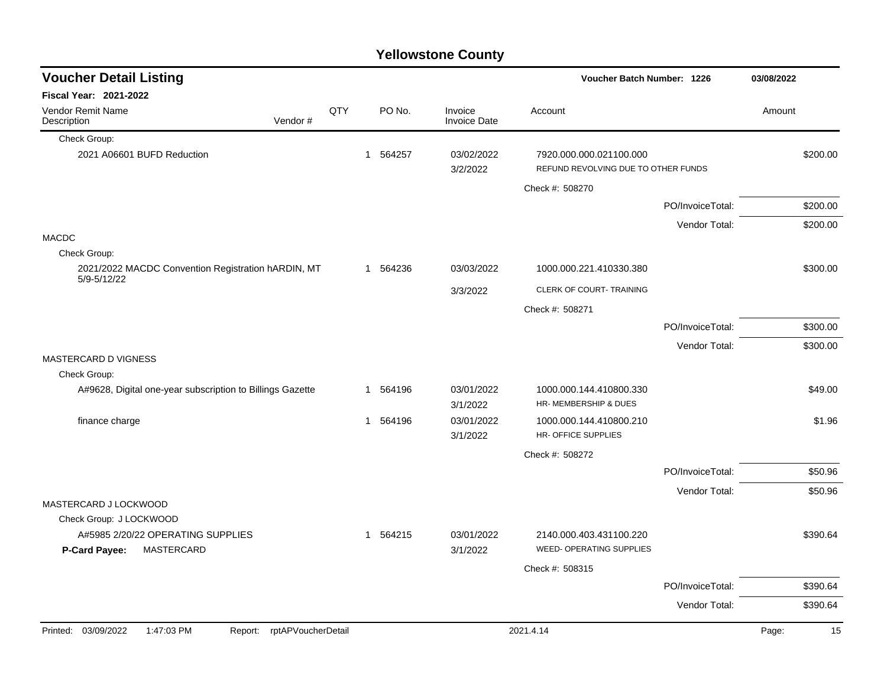# Yellowstone County

## Voucher Detail Listing

**Voucher Batch Number: 1226** — 03/08/2022

**Fiscal Year: 2021-2022**

| Vendor Remit Name / Description | Vendor # | QTY | PO No. | Invoice / Invoice Date | Account | Amount |
|---|---|---|---|---|---|---|
| Check Group: | | | | | | |
| 2021 A06601 BUFD Reduction | | 1 | 564257 | 03/02/2022<br>3/2/2022 | 7920.000.000.021100.000<br>REFUND REVOLVING DUE TO OTHER FUNDS | $200.00 |
| | | | | | Check #: 508270 | |
| | | | | | PO/InvoiceTotal: | $200.00 |
| | | | | | Vendor Total: | $200.00 |
| **MACDC** | | | | | | |
| Check Group: | | | | | | |
| 2021/2022 MACDC Convention Registration hARDIN, MT 5/9-5/12/22 | | 1 | 564236 | 03/03/2022<br>3/3/2022 | 1000.000.221.410330.380<br>CLERK OF COURT- TRAINING | $300.00 |
| | | | | | Check #: 508271 | |
| | | | | | PO/InvoiceTotal: | $300.00 |
| | | | | | Vendor Total: | $300.00 |
| **MASTERCARD D VIGNESS** | | | | | | |
| Check Group: | | | | | | |
| A#9628, Digital one-year subscription to Billings Gazette | | 1 | 564196 | 03/01/2022<br>3/1/2022 | 1000.000.144.410800.330<br>HR- MEMBERSHIP & DUES | $49.00 |
| finance charge | | 1 | 564196 | 03/01/2022<br>3/1/2022 | 1000.000.144.410800.210<br>HR- OFFICE SUPPLIES | $1.96 |
| | | | | | Check #: 508272 | |
| | | | | | PO/InvoiceTotal: | $50.96 |
| | | | | | Vendor Total: | $50.96 |
| **MASTERCARD J LOCKWOOD** | | | | | | |
| Check Group: J LOCKWOOD | | | | | | |
| A#5985 2/20/22 OPERATING SUPPLIES<br>**P-Card Payee:** MASTERCARD | | 1 | 564215 | 03/01/2022<br>3/1/2022 | 2140.000.403.431100.220<br>WEED- OPERATING SUPPLIES | $390.64 |
| | | | | | Check #: 508315 | |
| | | | | | PO/InvoiceTotal: | $390.64 |
| | | | | | Vendor Total: | $390.64 |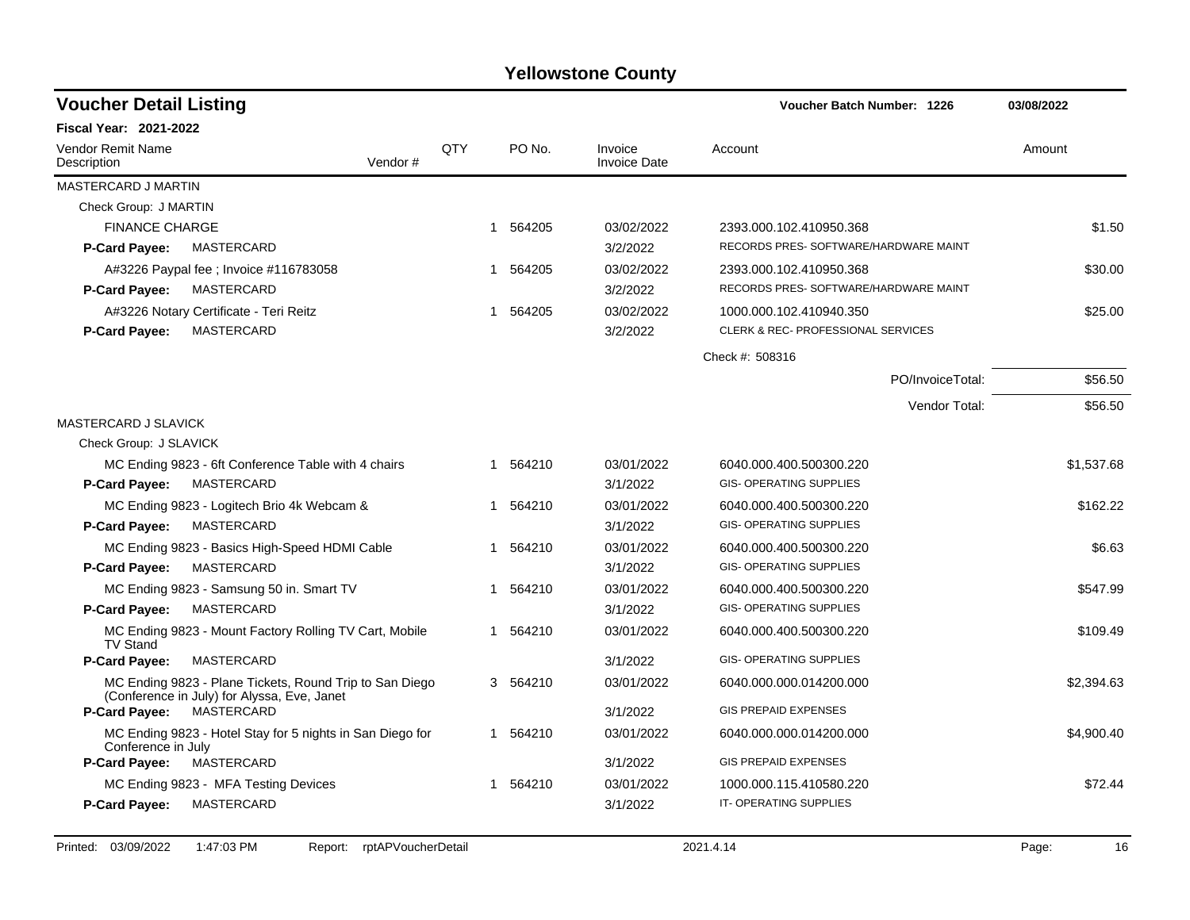# Yellowstone County

## Voucher Detail Listing

**Voucher Batch Number: 1226** 03/08/2022

**Fiscal Year: 2021-2022**

| Vendor Remit Name / Description | Vendor # | QTY | PO No. | Invoice / Invoice Date | Account | Amount |
|---|---|---|---|---|---|---|
| MASTERCARD J MARTIN | | | | | | |
| Check Group: J MARTIN | | | | | | |
| FINANCE CHARGE | | 1 | 564205 | 03/02/2022 | 2393.000.102.410950.368 | $1.50 |
| **P-Card Payee:** MASTERCARD | | | | 3/2/2022 | RECORDS PRES- SOFTWARE/HARDWARE MAINT | |
| A#3226 Paypal fee ; Invoice #116783058 | | 1 | 564205 | 03/02/2022 | 2393.000.102.410950.368 | $30.00 |
| **P-Card Payee:** MASTERCARD | | | | 3/2/2022 | RECORDS PRES- SOFTWARE/HARDWARE MAINT | |
| A#3226 Notary Certificate - Teri Reitz | | 1 | 564205 | 03/02/2022 | 1000.000.102.410940.350 | $25.00 |
| **P-Card Payee:** MASTERCARD | | | | 3/2/2022 | CLERK & REC- PROFESSIONAL SERVICES | |
| | | | | | Check #: 508316 | |
| | | | | | PO/InvoiceTotal: | $56.50 |
| | | | | | Vendor Total: | $56.50 |
| MASTERCARD J SLAVICK | | | | | | |
| Check Group: J SLAVICK | | | | | | |
| MC Ending 9823 - 6ft Conference Table with 4 chairs | | 1 | 564210 | 03/01/2022 | 6040.000.400.500300.220 | $1,537.68 |
| **P-Card Payee:** MASTERCARD | | | | 3/1/2022 | GIS- OPERATING SUPPLIES | |
| MC Ending 9823 - Logitech Brio 4k Webcam & | | 1 | 564210 | 03/01/2022 | 6040.000.400.500300.220 | $162.22 |
| **P-Card Payee:** MASTERCARD | | | | 3/1/2022 | GIS- OPERATING SUPPLIES | |
| MC Ending 9823 - Basics High-Speed HDMI Cable | | 1 | 564210 | 03/01/2022 | 6040.000.400.500300.220 | $6.63 |
| **P-Card Payee:** MASTERCARD | | | | 3/1/2022 | GIS- OPERATING SUPPLIES | |
| MC Ending 9823 - Samsung 50 in. Smart TV | | 1 | 564210 | 03/01/2022 | 6040.000.400.500300.220 | $547.99 |
| **P-Card Payee:** MASTERCARD | | | | 3/1/2022 | GIS- OPERATING SUPPLIES | |
| MC Ending 9823 - Mount Factory Rolling TV Cart, Mobile TV Stand | | 1 | 564210 | 03/01/2022 | 6040.000.400.500300.220 | $109.49 |
| **P-Card Payee:** MASTERCARD | | | | 3/1/2022 | GIS- OPERATING SUPPLIES | |
| MC Ending 9823 - Plane Tickets, Round Trip to San Diego (Conference in July) for Alyssa, Eve, Janet | | 3 | 564210 | 03/01/2022 | 6040.000.000.014200.000 | $2,394.63 |
| **P-Card Payee:** MASTERCARD | | | | 3/1/2022 | GIS PREPAID EXPENSES | |
| MC Ending 9823 - Hotel Stay for 5 nights in San Diego for Conference in July | | 1 | 564210 | 03/01/2022 | 6040.000.000.014200.000 | $4,900.40 |
| **P-Card Payee:** MASTERCARD | | | | 3/1/2022 | GIS PREPAID EXPENSES | |
| MC Ending 9823 - MFA Testing Devices | | 1 | 564210 | 03/01/2022 | 1000.000.115.410580.220 | $72.44 |
| **P-Card Payee:** MASTERCARD | | | | 3/1/2022 | IT- OPERATING SUPPLIES | |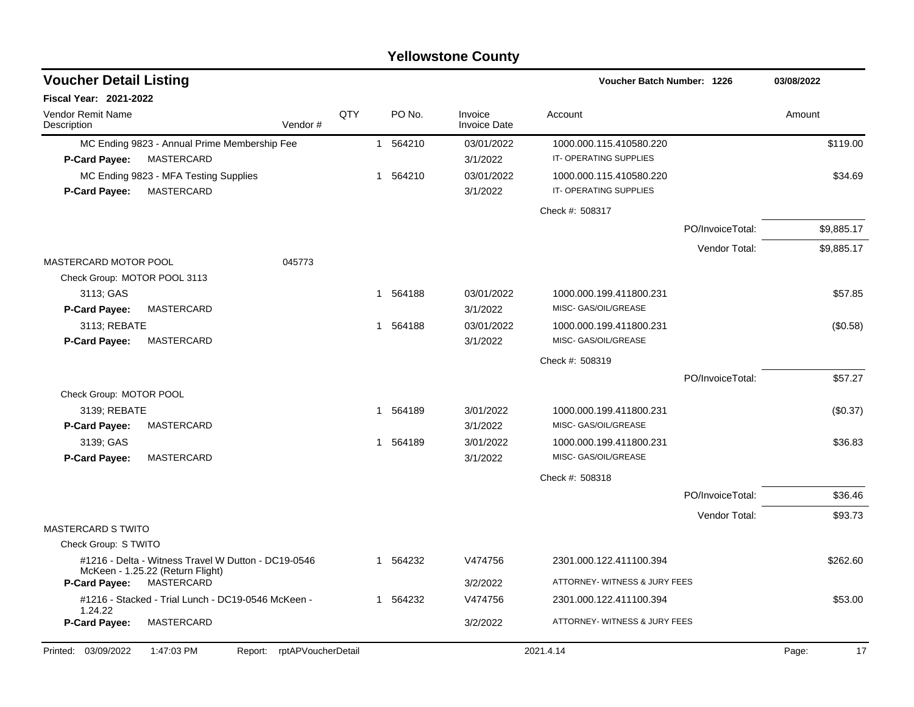# Yellowstone County

## Voucher Detail Listing

Voucher Batch Number: 1226 — 03/08/2022

**Fiscal Year: 2021-2022**

| Vendor Remit Name / Description | Vendor # | QTY | PO No. | Invoice / Invoice Date | Account | Amount |
|---|---|---|---|---|---|---|
| MC Ending 9823 - Annual Prime Membership Fee | | 1 | 564210 | 03/01/2022 | 1000.000.115.410580.220 | $119.00 |
| **P-Card Payee:** MASTERCARD | | | | 3/1/2022 | IT- OPERATING SUPPLIES | |
| MC Ending 9823 - MFA Testing Supplies | | 1 | 564210 | 03/01/2022 | 1000.000.115.410580.220 | $34.69 |
| **P-Card Payee:** MASTERCARD | | | | 3/1/2022 | IT- OPERATING SUPPLIES | |
| | | | | | Check #: 508317 | |
| | | | | | PO/InvoiceTotal: | $9,885.17 |
| | | | | | Vendor Total: | $9,885.17 |
| MASTERCARD MOTOR POOL | 045773 | | | | | |
| Check Group: MOTOR POOL 3113 | | | | | | |
| 3113; GAS | | 1 | 564188 | 03/01/2022 | 1000.000.199.411800.231 | $57.85 |
| **P-Card Payee:** MASTERCARD | | | | 3/1/2022 | MISC- GAS/OIL/GREASE | |
| 3113; REBATE | | 1 | 564188 | 03/01/2022 | 1000.000.199.411800.231 | ($0.58) |
| **P-Card Payee:** MASTERCARD | | | | 3/1/2022 | MISC- GAS/OIL/GREASE | |
| | | | | | Check #: 508319 | |
| | | | | | PO/InvoiceTotal: | $57.27 |
| Check Group: MOTOR POOL | | | | | | |
| 3139; REBATE | | 1 | 564189 | 3/01/2022 | 1000.000.199.411800.231 | ($0.37) |
| **P-Card Payee:** MASTERCARD | | | | 3/1/2022 | MISC- GAS/OIL/GREASE | |
| 3139; GAS | | 1 | 564189 | 3/01/2022 | 1000.000.199.411800.231 | $36.83 |
| **P-Card Payee:** MASTERCARD | | | | 3/1/2022 | MISC- GAS/OIL/GREASE | |
| | | | | | Check #: 508318 | |
| | | | | | PO/InvoiceTotal: | $36.46 |
| | | | | | Vendor Total: | $93.73 |
| MASTERCARD S TWITO | | | | | | |
| Check Group: S TWITO | | | | | | |
| #1216 - Delta - Witness Travel W Dutton - DC19-0546 McKeen - 1.25.22 (Return Flight) | | 1 | 564232 | V474756 | 2301.000.122.411100.394 | $262.60 |
| **P-Card Payee:** MASTERCARD | | | | 3/2/2022 | ATTORNEY- WITNESS & JURY FEES | |
| #1216 - Stacked - Trial Lunch - DC19-0546 McKeen - 1.24.22 | | 1 | 564232 | V474756 | 2301.000.122.411100.394 | $53.00 |
| **P-Card Payee:** MASTERCARD | | | | 3/2/2022 | ATTORNEY- WITNESS & JURY FEES | |

Printed: 03/09/2022 1:47:03 PM Report: rptAPVoucherDetail 2021.4.14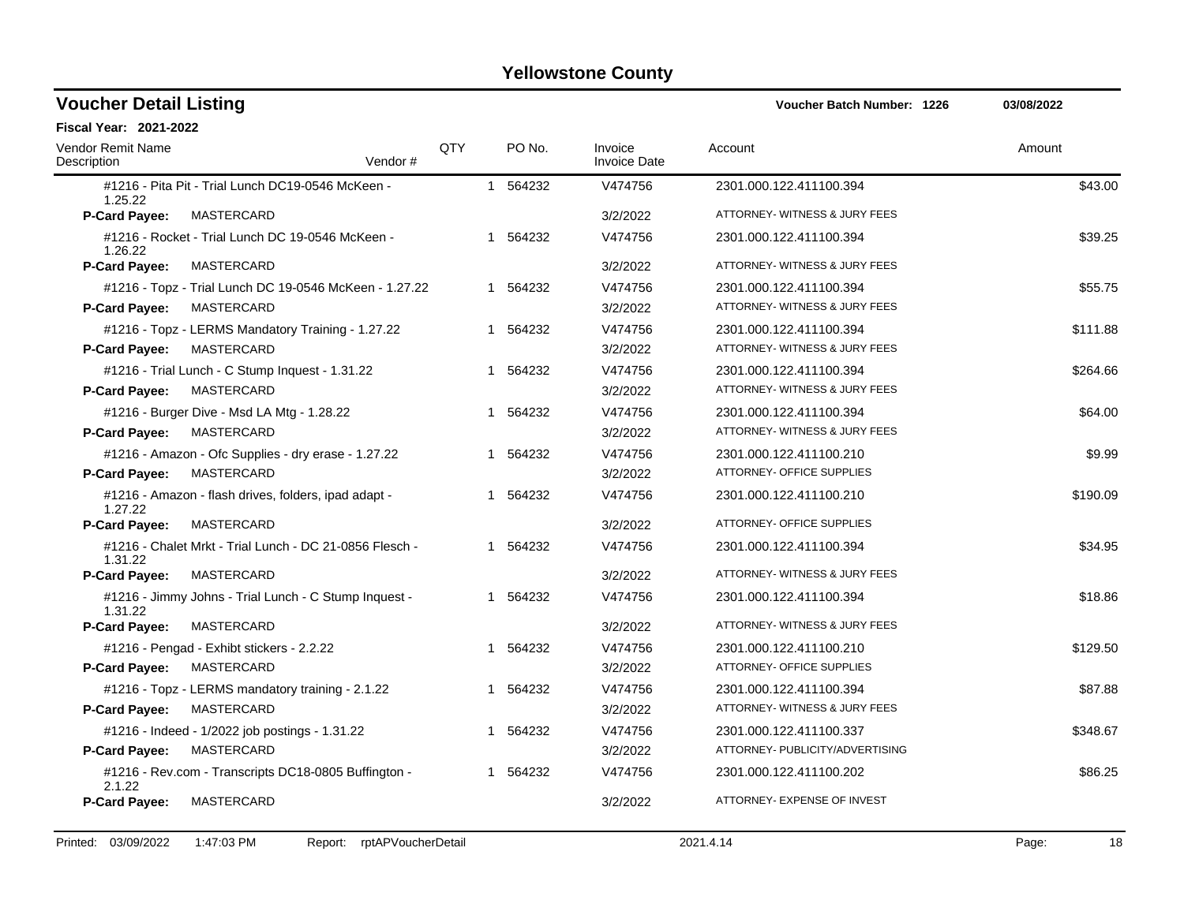# Yellowstone County

## Voucher Detail Listing

Voucher Batch Number: 1226 — 03/08/2022

**Fiscal Year: 2021-2022**

| Vendor Remit Name / Description | Vendor # | QTY | PO No. | Invoice / Invoice Date | Account | Amount |
|---|---|---|---|---|---|---|
| #1216 - Pita Pit - Trial Lunch DC19-0546 McKeen - 1.25.22 | | 1 | 564232 | V474756 | 2301.000.122.411100.394 | $43.00 |
| **P-Card Payee:** MASTERCARD | | | | 3/2/2022 | ATTORNEY- WITNESS & JURY FEES | |
| #1216 - Rocket - Trial Lunch DC 19-0546 McKeen - 1.26.22 | | 1 | 564232 | V474756 | 2301.000.122.411100.394 | $39.25 |
| **P-Card Payee:** MASTERCARD | | | | 3/2/2022 | ATTORNEY- WITNESS & JURY FEES | |
| #1216 - Topz - Trial Lunch DC 19-0546 McKeen - 1.27.22 | | 1 | 564232 | V474756 | 2301.000.122.411100.394 | $55.75 |
| **P-Card Payee:** MASTERCARD | | | | 3/2/2022 | ATTORNEY- WITNESS & JURY FEES | |
| #1216 - Topz - LERMS Mandatory Training - 1.27.22 | | 1 | 564232 | V474756 | 2301.000.122.411100.394 | $111.88 |
| **P-Card Payee:** MASTERCARD | | | | 3/2/2022 | ATTORNEY- WITNESS & JURY FEES | |
| #1216 - Trial Lunch - C Stump Inquest - 1.31.22 | | 1 | 564232 | V474756 | 2301.000.122.411100.394 | $264.66 |
| **P-Card Payee:** MASTERCARD | | | | 3/2/2022 | ATTORNEY- WITNESS & JURY FEES | |
| #1216 - Burger Dive - Msd LA Mtg - 1.28.22 | | 1 | 564232 | V474756 | 2301.000.122.411100.394 | $64.00 |
| **P-Card Payee:** MASTERCARD | | | | 3/2/2022 | ATTORNEY- WITNESS & JURY FEES | |
| #1216 - Amazon - Ofc Supplies - dry erase - 1.27.22 | | 1 | 564232 | V474756 | 2301.000.122.411100.210 | $9.99 |
| **P-Card Payee:** MASTERCARD | | | | 3/2/2022 | ATTORNEY- OFFICE SUPPLIES | |
| #1216 - Amazon - flash drives, folders, ipad adapt - 1.27.22 | | 1 | 564232 | V474756 | 2301.000.122.411100.210 | $190.09 |
| **P-Card Payee:** MASTERCARD | | | | 3/2/2022 | ATTORNEY- OFFICE SUPPLIES | |
| #1216 - Chalet Mrkt - Trial Lunch - DC 21-0856 Flesch - 1.31.22 | | 1 | 564232 | V474756 | 2301.000.122.411100.394 | $34.95 |
| **P-Card Payee:** MASTERCARD | | | | 3/2/2022 | ATTORNEY- WITNESS & JURY FEES | |
| #1216 - Jimmy Johns - Trial Lunch - C Stump Inquest - 1.31.22 | | 1 | 564232 | V474756 | 2301.000.122.411100.394 | $18.86 |
| **P-Card Payee:** MASTERCARD | | | | 3/2/2022 | ATTORNEY- WITNESS & JURY FEES | |
| #1216 - Pengad - Exhibt stickers - 2.2.22 | | 1 | 564232 | V474756 | 2301.000.122.411100.210 | $129.50 |
| **P-Card Payee:** MASTERCARD | | | | 3/2/2022 | ATTORNEY- OFFICE SUPPLIES | |
| #1216 - Topz - LERMS mandatory training - 2.1.22 | | 1 | 564232 | V474756 | 2301.000.122.411100.394 | $87.88 |
| **P-Card Payee:** MASTERCARD | | | | 3/2/2022 | ATTORNEY- WITNESS & JURY FEES | |
| #1216 - Indeed - 1/2022 job postings - 1.31.22 | | 1 | 564232 | V474756 | 2301.000.122.411100.337 | $348.67 |
| **P-Card Payee:** MASTERCARD | | | | 3/2/2022 | ATTORNEY- PUBLICITY/ADVERTISING | |
| #1216 - Rev.com - Transcripts DC18-0805 Buffington - 2.1.22 | | 1 | 564232 | V474756 | 2301.000.122.411100.202 | $86.25 |
| **P-Card Payee:** MASTERCARD | | | | 3/2/2022 | ATTORNEY- EXPENSE OF INVEST | |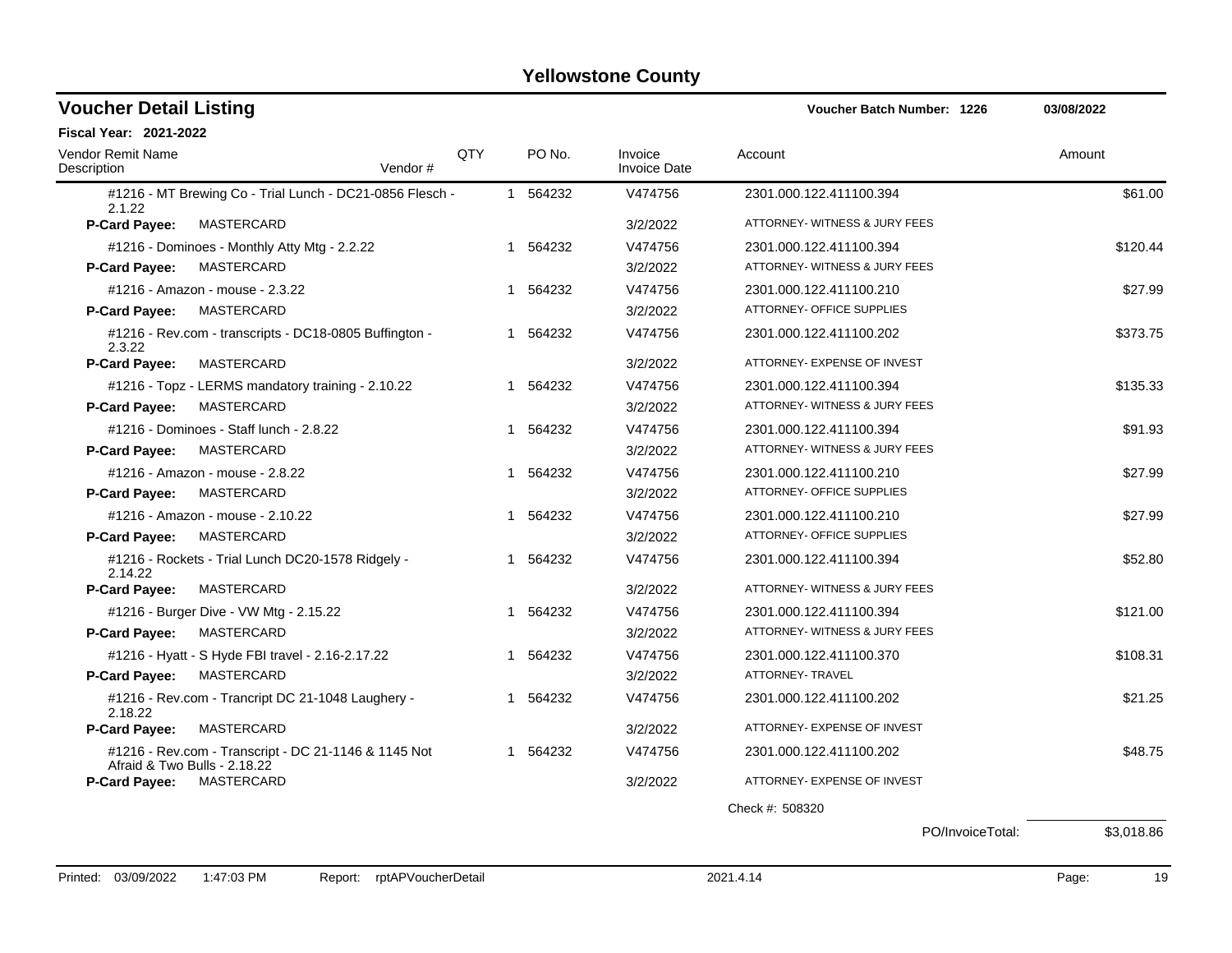# Yellowstone County

## Voucher Detail Listing

**Voucher Batch Number: 1226** 03/08/2022

**Fiscal Year: 2021-2022**

| Vendor Remit Name / Description | Vendor # | QTY | PO No. | Invoice / Invoice Date | Account | Amount |
|---|---|---|---|---|---|---|
| #1216 - MT Brewing Co - Trial Lunch - DC21-0856 Flesch - 2.1.22 | | 1 | 564232 | V474756 | 2301.000.122.411100.394 | $61.00 |
| **P-Card Payee:** MASTERCARD | | | | 3/2/2022 | ATTORNEY- WITNESS & JURY FEES | |
| #1216 - Dominoes - Monthly Atty Mtg - 2.2.22 | | 1 | 564232 | V474756 | 2301.000.122.411100.394 | $120.44 |
| **P-Card Payee:** MASTERCARD | | | | 3/2/2022 | ATTORNEY- WITNESS & JURY FEES | |
| #1216 - Amazon - mouse - 2.3.22 | | 1 | 564232 | V474756 | 2301.000.122.411100.210 | $27.99 |
| **P-Card Payee:** MASTERCARD | | | | 3/2/2022 | ATTORNEY- OFFICE SUPPLIES | |
| #1216 - Rev.com - transcripts - DC18-0805 Buffington - 2.3.22 | | 1 | 564232 | V474756 | 2301.000.122.411100.202 | $373.75 |
| **P-Card Payee:** MASTERCARD | | | | 3/2/2022 | ATTORNEY- EXPENSE OF INVEST | |
| #1216 - Topz - LERMS mandatory training - 2.10.22 | | 1 | 564232 | V474756 | 2301.000.122.411100.394 | $135.33 |
| **P-Card Payee:** MASTERCARD | | | | 3/2/2022 | ATTORNEY- WITNESS & JURY FEES | |
| #1216 - Dominoes - Staff lunch - 2.8.22 | | 1 | 564232 | V474756 | 2301.000.122.411100.394 | $91.93 |
| **P-Card Payee:** MASTERCARD | | | | 3/2/2022 | ATTORNEY- WITNESS & JURY FEES | |
| #1216 - Amazon - mouse - 2.8.22 | | 1 | 564232 | V474756 | 2301.000.122.411100.210 | $27.99 |
| **P-Card Payee:** MASTERCARD | | | | 3/2/2022 | ATTORNEY- OFFICE SUPPLIES | |
| #1216 - Amazon - mouse - 2.10.22 | | 1 | 564232 | V474756 | 2301.000.122.411100.210 | $27.99 |
| **P-Card Payee:** MASTERCARD | | | | 3/2/2022 | ATTORNEY- OFFICE SUPPLIES | |
| #1216 - Rockets - Trial Lunch DC20-1578 Ridgely - 2.14.22 | | 1 | 564232 | V474756 | 2301.000.122.411100.394 | $52.80 |
| **P-Card Payee:** MASTERCARD | | | | 3/2/2022 | ATTORNEY- WITNESS & JURY FEES | |
| #1216 - Burger Dive - VW Mtg - 2.15.22 | | 1 | 564232 | V474756 | 2301.000.122.411100.394 | $121.00 |
| **P-Card Payee:** MASTERCARD | | | | 3/2/2022 | ATTORNEY- WITNESS & JURY FEES | |
| #1216 - Hyatt - S Hyde FBI travel - 2.16-2.17.22 | | 1 | 564232 | V474756 | 2301.000.122.411100.370 | $108.31 |
| **P-Card Payee:** MASTERCARD | | | | 3/2/2022 | ATTORNEY- TRAVEL | |
| #1216 - Rev.com - Trancript DC 21-1048 Laughery - 2.18.22 | | 1 | 564232 | V474756 | 2301.000.122.411100.202 | $21.25 |
| **P-Card Payee:** MASTERCARD | | | | 3/2/2022 | ATTORNEY- EXPENSE OF INVEST | |
| #1216 - Rev.com - Transcript - DC 21-1146 & 1145 Not Afraid & Two Bulls - 2.18.22 | | 1 | 564232 | V474756 | 2301.000.122.411100.202 | $48.75 |
| **P-Card Payee:** MASTERCARD | | | | 3/2/2022 | ATTORNEY- EXPENSE OF INVEST | |
| | | | | | Check #: 508320 | |
| | | | | | PO/InvoiceTotal: | $3,018.86 |

Printed: 03/09/2022 1:47:03 PM Report: rptAPVoucherDetail 2021.4.14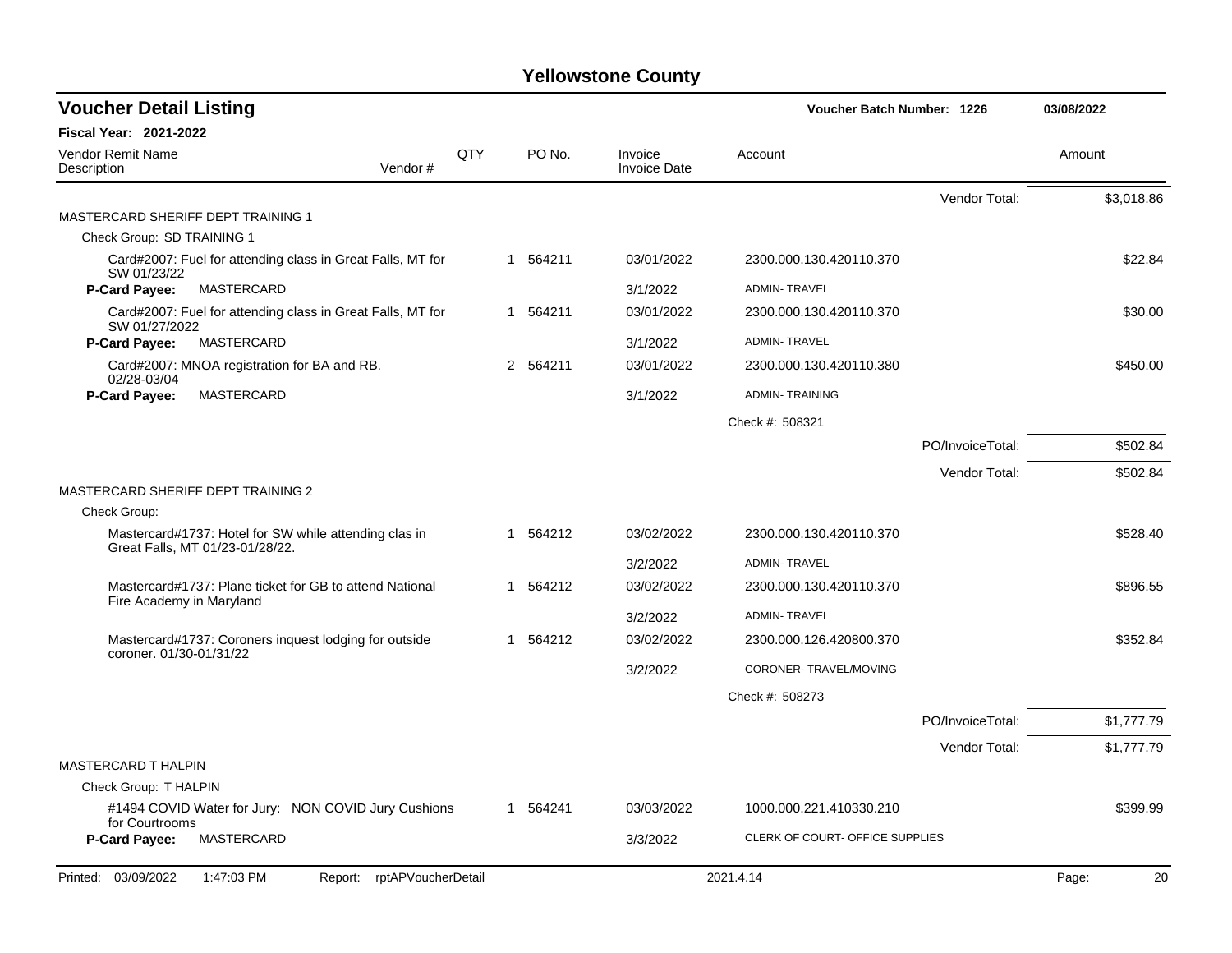# Yellowstone County

## Voucher Detail Listing

Voucher Batch Number: 1226 — 03/08/2022

**Fiscal Year: 2021-2022**

| Vendor Remit Name / Description | Vendor # | QTY | PO No. | Invoice / Invoice Date | Account | Amount |
|---|---|---|---|---|---|---|
| | | | | | Vendor Total: | $3,018.86 |
| MASTERCARD SHERIFF DEPT TRAINING 1 | | | | | | |
| Check Group: SD TRAINING 1 | | | | | | |
| Card#2007: Fuel for attending class in Great Falls, MT for SW 01/23/22 | | 1 | 564211 | 03/01/2022 | 2300.000.130.420110.370 | $22.84 |
| **P-Card Payee:** MASTERCARD | | | | 3/1/2022 | ADMIN- TRAVEL | |
| Card#2007: Fuel for attending class in Great Falls, MT for SW 01/27/2022 | | 1 | 564211 | 03/01/2022 | 2300.000.130.420110.370 | $30.00 |
| **P-Card Payee:** MASTERCARD | | | | 3/1/2022 | ADMIN- TRAVEL | |
| Card#2007: MNOA registration for BA and RB. 02/28-03/04 | | 2 | 564211 | 03/01/2022 | 2300.000.130.420110.380 | $450.00 |
| **P-Card Payee:** MASTERCARD | | | | 3/1/2022 | ADMIN- TRAINING | |
| | | | | | Check #: 508321 | |
| | | | | | PO/InvoiceTotal: | $502.84 |
| | | | | | Vendor Total: | $502.84 |
| MASTERCARD SHERIFF DEPT TRAINING 2 | | | | | | |
| Check Group: | | | | | | |
| Mastercard#1737: Hotel for SW while attending clas in Great Falls, MT 01/23-01/28/22. | | 1 | 564212 | 03/02/2022 | 2300.000.130.420110.370 | $528.40 |
| | | | | 3/2/2022 | ADMIN- TRAVEL | |
| Mastercard#1737: Plane ticket for GB to attend National Fire Academy in Maryland | | 1 | 564212 | 03/02/2022 | 2300.000.130.420110.370 | $896.55 |
| | | | | 3/2/2022 | ADMIN- TRAVEL | |
| Mastercard#1737: Coroners inquest lodging for outside coroner. 01/30-01/31/22 | | 1 | 564212 | 03/02/2022 | 2300.000.126.420800.370 | $352.84 |
| | | | | 3/2/2022 | CORONER- TRAVEL/MOVING | |
| | | | | | Check #: 508273 | |
| | | | | | PO/InvoiceTotal: | $1,777.79 |
| | | | | | Vendor Total: | $1,777.79 |
| MASTERCARD T HALPIN | | | | | | |
| Check Group: T HALPIN | | | | | | |
| #1494 COVID Water for Jury: NON COVID Jury Cushions for Courtrooms | | 1 | 564241 | 03/03/2022 | 1000.000.221.410330.210 | $399.99 |
| **P-Card Payee:** MASTERCARD | | | | 3/3/2022 | CLERK OF COURT- OFFICE SUPPLIES | |

Printed: 03/09/2022 1:47:03 PM Report: rptAPVoucherDetail 2021.4.14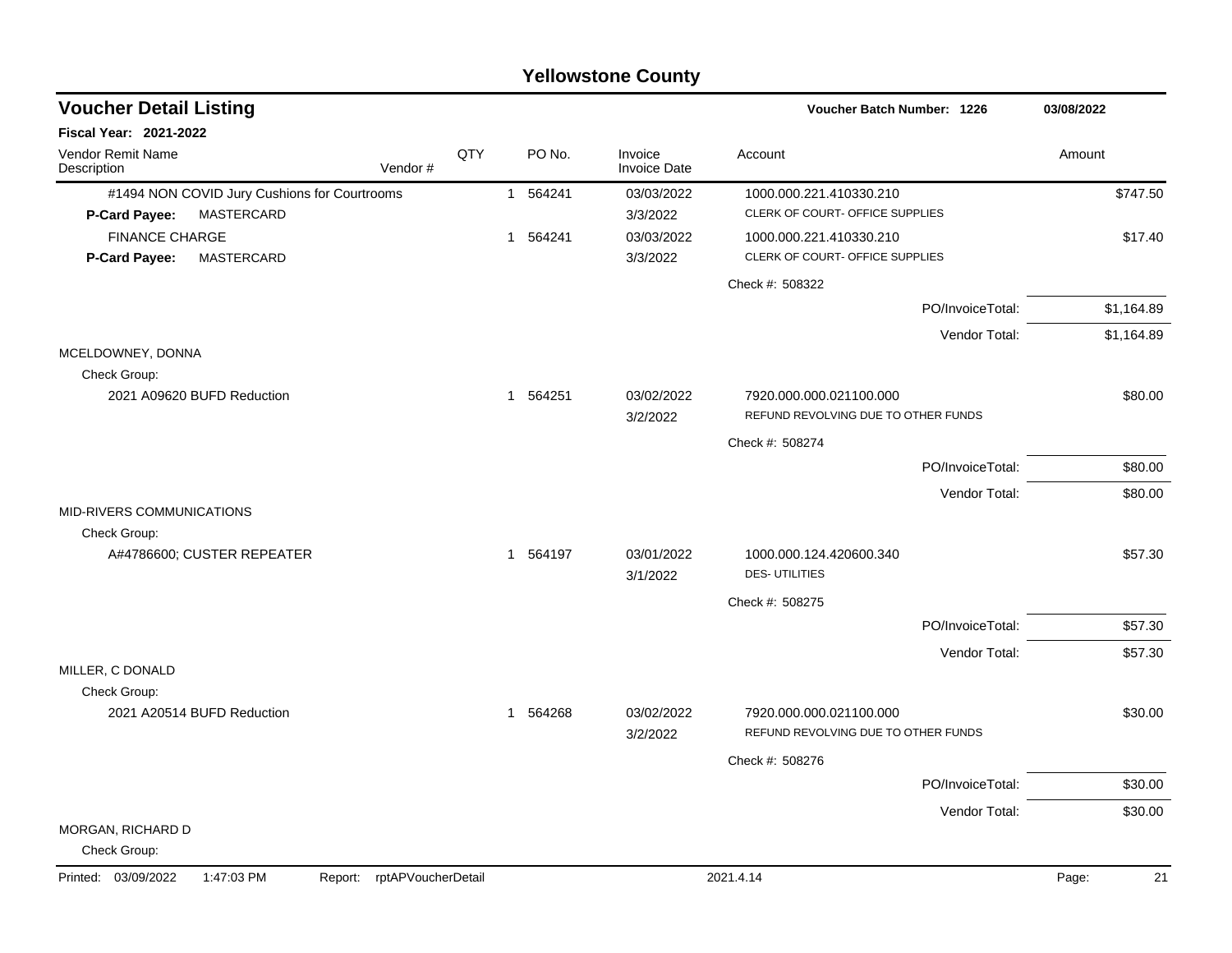# Yellowstone County

## Voucher Detail Listing

**Voucher Batch Number: 1226** 03/08/2022

**Fiscal Year: 2021-2022**

| Vendor Remit Name / Description | Vendor # | QTY | PO No. | Invoice / Invoice Date | Account | Amount |
|---|---|---|---|---|---|---|
| #1494 NON COVID Jury Cushions for Courtrooms | | 1 | 564241 | 03/03/2022 | 1000.000.221.410330.210 | $747.50 |
| **P-Card Payee:** MASTERCARD | | | | 3/3/2022 | CLERK OF COURT- OFFICE SUPPLIES | |
| FINANCE CHARGE | | 1 | 564241 | 03/03/2022 | 1000.000.221.410330.210 | $17.40 |
| **P-Card Payee:** MASTERCARD | | | | 3/3/2022 | CLERK OF COURT- OFFICE SUPPLIES | |
| | | | | | Check #: 508322 | |
| | | | | | PO/InvoiceTotal: | $1,164.89 |
| | | | | | Vendor Total: | $1,164.89 |
| MCELDOWNEY, DONNA | | | | | | |
| Check Group: | | | | | | |
| 2021 A09620 BUFD Reduction | | 1 | 564251 | 03/02/2022 | 7920.000.000.021100.000 | $80.00 |
| | | | | 3/2/2022 | REFUND REVOLVING DUE TO OTHER FUNDS | |
| | | | | | Check #: 508274 | |
| | | | | | PO/InvoiceTotal: | $80.00 |
| | | | | | Vendor Total: | $80.00 |
| MID-RIVERS COMMUNICATIONS | | | | | | |
| Check Group: | | | | | | |
| A#4786600; CUSTER REPEATER | | 1 | 564197 | 03/01/2022 | 1000.000.124.420600.340 | $57.30 |
| | | | | 3/1/2022 | DES- UTILITIES | |
| | | | | | Check #: 508275 | |
| | | | | | PO/InvoiceTotal: | $57.30 |
| | | | | | Vendor Total: | $57.30 |
| MILLER, C DONALD | | | | | | |
| Check Group: | | | | | | |
| 2021 A20514 BUFD Reduction | | 1 | 564268 | 03/02/2022 | 7920.000.000.021100.000 | $30.00 |
| | | | | 3/2/2022 | REFUND REVOLVING DUE TO OTHER FUNDS | |
| | | | | | Check #: 508276 | |
| | | | | | PO/InvoiceTotal: | $30.00 |
| | | | | | Vendor Total: | $30.00 |
| MORGAN, RICHARD D | | | | | | |
| Check Group: | | | | | | |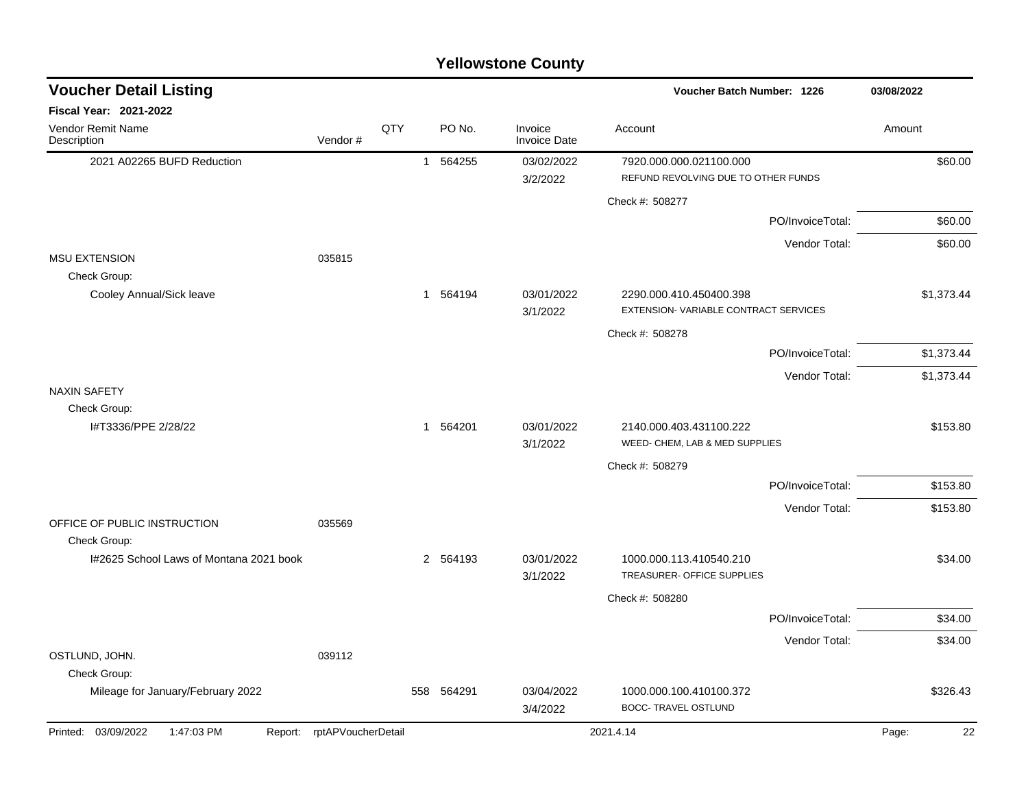# Yellowstone County

## Voucher Detail Listing

**Voucher Batch Number: 1226** — 03/08/2022

**Fiscal Year: 2021-2022**

| Vendor Remit Name / Description | Vendor # | QTY | PO No. | Invoice / Invoice Date | Account | Amount |
|---|---|---|---|---|---|---|
| 2021 A02265 BUFD Reduction | | 1 | 564255 | 03/02/2022 / 3/2/2022 | 7920.000.000.021100.000 REFUND REVOLVING DUE TO OTHER FUNDS | $60.00 |
| | | | | | Check #: 508277 | |
| | | | | | PO/InvoiceTotal: | $60.00 |
| | | | | | Vendor Total: | $60.00 |
| MSU EXTENSION | 035815 | | | | | |
| Check Group: | | | | | | |
| Cooley Annual/Sick leave | | 1 | 564194 | 03/01/2022 / 3/1/2022 | 2290.000.410.450400.398 EXTENSION- VARIABLE CONTRACT SERVICES | $1,373.44 |
| | | | | | Check #: 508278 | |
| | | | | | PO/InvoiceTotal: | $1,373.44 |
| | | | | | Vendor Total: | $1,373.44 |
| NAXIN SAFETY | | | | | | |
| Check Group: | | | | | | |
| I#T3336/PPE 2/28/22 | | 1 | 564201 | 03/01/2022 / 3/1/2022 | 2140.000.403.431100.222 WEED- CHEM, LAB & MED SUPPLIES | $153.80 |
| | | | | | Check #: 508279 | |
| | | | | | PO/InvoiceTotal: | $153.80 |
| | | | | | Vendor Total: | $153.80 |
| OFFICE OF PUBLIC INSTRUCTION | 035569 | | | | | |
| Check Group: | | | | | | |
| I#2625 School Laws of Montana 2021 book | | 2 | 564193 | 03/01/2022 / 3/1/2022 | 1000.000.113.410540.210 TREASURER- OFFICE SUPPLIES | $34.00 |
| | | | | | Check #: 508280 | |
| | | | | | PO/InvoiceTotal: | $34.00 |
| | | | | | Vendor Total: | $34.00 |
| OSTLUND, JOHN. | 039112 | | | | | |
| Check Group: | | | | | | |
| Mileage for January/February 2022 | | 558 | 564291 | 03/04/2022 / 3/4/2022 | 1000.000.100.410100.372 BOCC- TRAVEL OSTLUND | $326.43 |

Printed: 03/09/2022 1:47:03 PM Report: rptAPVoucherDetail 2021.4.14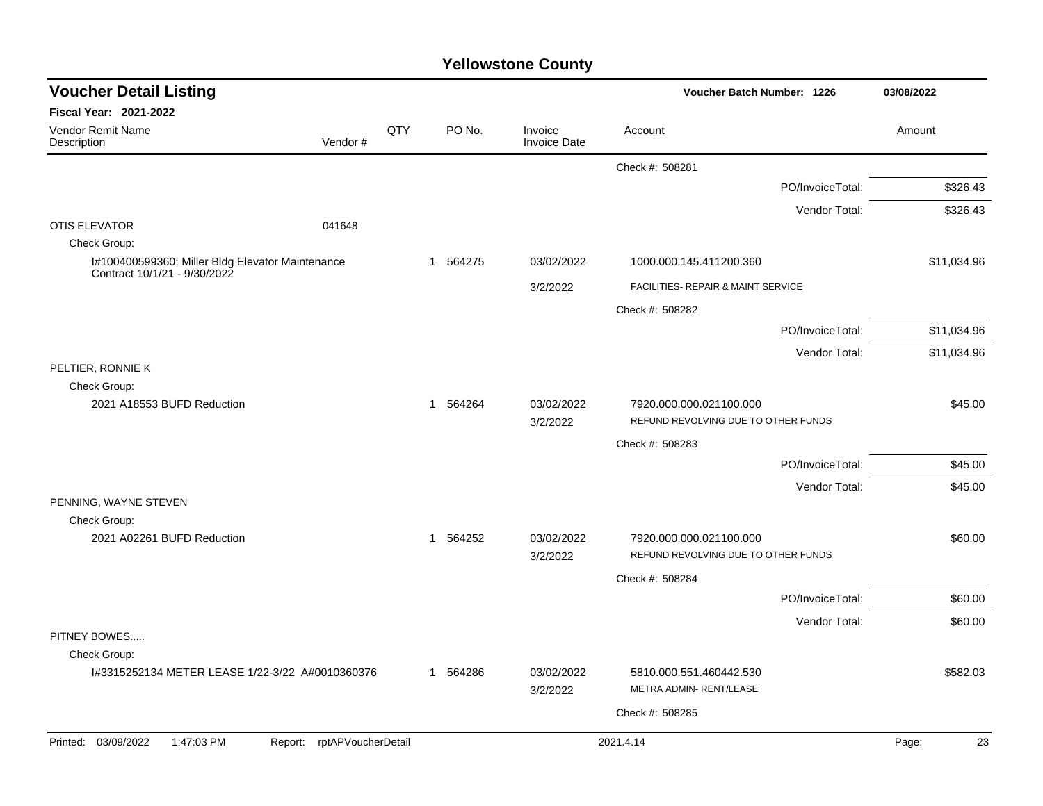# Yellowstone County

## Voucher Detail Listing

**Voucher Batch Number: 1226** | **03/08/2022**

**Fiscal Year: 2021-2022**

| Vendor Remit Name / Description | Vendor # | QTY | PO No. | Invoice / Invoice Date | Account | Amount |
|---|---|---|---|---|---|---|
| | | | | | Check #: 508281 | |
| | | | | | PO/InvoiceTotal: | $326.43 |
| | | | | | Vendor Total: | $326.43 |
| OTIS ELEVATOR | 041648 | | | | | |
| Check Group: | | | | | | |
| I#100400599360; Miller Bldg Elevator Maintenance Contract 10/1/21 - 9/30/2022 | | 1 | 564275 | 03/02/2022 | 1000.000.145.411200.360 | $11,034.96 |
| | | | | 3/2/2022 | FACILITIES- REPAIR & MAINT SERVICE | |
| | | | | | Check #: 508282 | |
| | | | | | PO/InvoiceTotal: | $11,034.96 |
| | | | | | Vendor Total: | $11,034.96 |
| PELTIER, RONNIE K | | | | | | |
| Check Group: | | | | | | |
| 2021 A18553 BUFD Reduction | | 1 | 564264 | 03/02/2022 | 7920.000.000.021100.000 | $45.00 |
| | | | | 3/2/2022 | REFUND REVOLVING DUE TO OTHER FUNDS | |
| | | | | | Check #: 508283 | |
| | | | | | PO/InvoiceTotal: | $45.00 |
| | | | | | Vendor Total: | $45.00 |
| PENNING, WAYNE STEVEN | | | | | | |
| Check Group: | | | | | | |
| 2021 A02261 BUFD Reduction | | 1 | 564252 | 03/02/2022 | 7920.000.000.021100.000 | $60.00 |
| | | | | 3/2/2022 | REFUND REVOLVING DUE TO OTHER FUNDS | |
| | | | | | Check #: 508284 | |
| | | | | | PO/InvoiceTotal: | $60.00 |
| | | | | | Vendor Total: | $60.00 |
| PITNEY BOWES..... | | | | | | |
| Check Group: | | | | | | |
| I#3315252134 METER LEASE 1/22-3/22 A#0010360376 | | 1 | 564286 | 03/02/2022 | 5810.000.551.460442.530 | $582.03 |
| | | | | 3/2/2022 | METRA ADMIN- RENT/LEASE | |
| | | | | | Check #: 508285 | |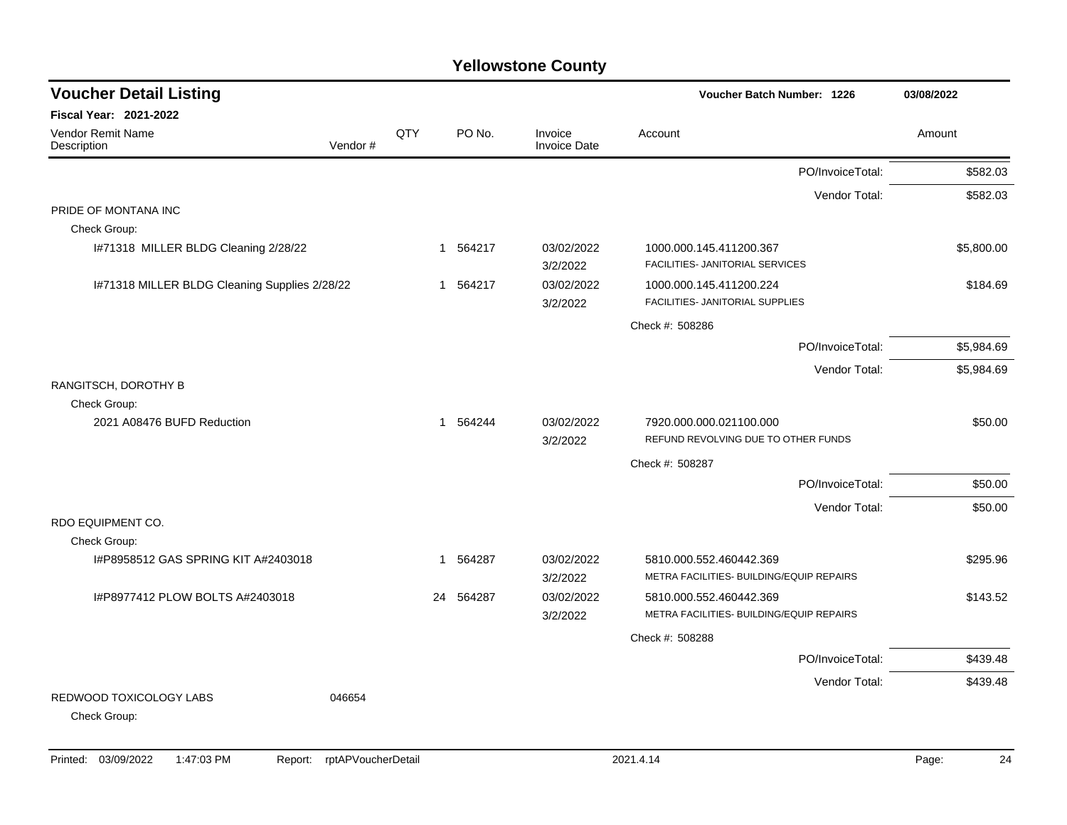# Yellowstone County

## Voucher Detail Listing

**Voucher Batch Number: 1226** — 03/08/2022

**Fiscal Year: 2021-2022**

| Vendor Remit Name / Description | Vendor # | QTY | PO No. | Invoice / Invoice Date | Account | Amount |
|---|---|---|---|---|---|---|
| | | | | | PO/InvoiceTotal: | $582.03 |
| | | | | | Vendor Total: | $582.03 |
| PRIDE OF MONTANA INC | | | | | | |
| Check Group: | | | | | | |
| I#71318 MILLER BLDG Cleaning 2/28/22 | | 1 | 564217 | 03/02/2022 3/2/2022 | 1000.000.145.411200.367 FACILITIES- JANITORIAL SERVICES | $5,800.00 |
| I#71318 MILLER BLDG Cleaning Supplies 2/28/22 | | 1 | 564217 | 03/02/2022 3/2/2022 | 1000.000.145.411200.224 FACILITIES- JANITORIAL SUPPLIES | $184.69 |
| | | | | | Check #: 508286 | |
| | | | | | PO/InvoiceTotal: | $5,984.69 |
| | | | | | Vendor Total: | $5,984.69 |
| RANGITSCH, DOROTHY B | | | | | | |
| Check Group: | | | | | | |
| 2021 A08476 BUFD Reduction | | 1 | 564244 | 03/02/2022 3/2/2022 | 7920.000.000.021100.000 REFUND REVOLVING DUE TO OTHER FUNDS | $50.00 |
| | | | | | Check #: 508287 | |
| | | | | | PO/InvoiceTotal: | $50.00 |
| | | | | | Vendor Total: | $50.00 |
| RDO EQUIPMENT CO. | | | | | | |
| Check Group: | | | | | | |
| I#P8958512 GAS SPRING KIT A#2403018 | | 1 | 564287 | 03/02/2022 3/2/2022 | 5810.000.552.460442.369 METRA FACILITIES- BUILDING/EQUIP REPAIRS | $295.96 |
| I#P8977412 PLOW BOLTS A#2403018 | | 24 | 564287 | 03/02/2022 3/2/2022 | 5810.000.552.460442.369 METRA FACILITIES- BUILDING/EQUIP REPAIRS | $143.52 |
| | | | | | Check #: 508288 | |
| | | | | | PO/InvoiceTotal: | $439.48 |
| | | | | | Vendor Total: | $439.48 |
| REDWOOD TOXICOLOGY LABS | 046654 | | | | | |
| Check Group: | | | | | | |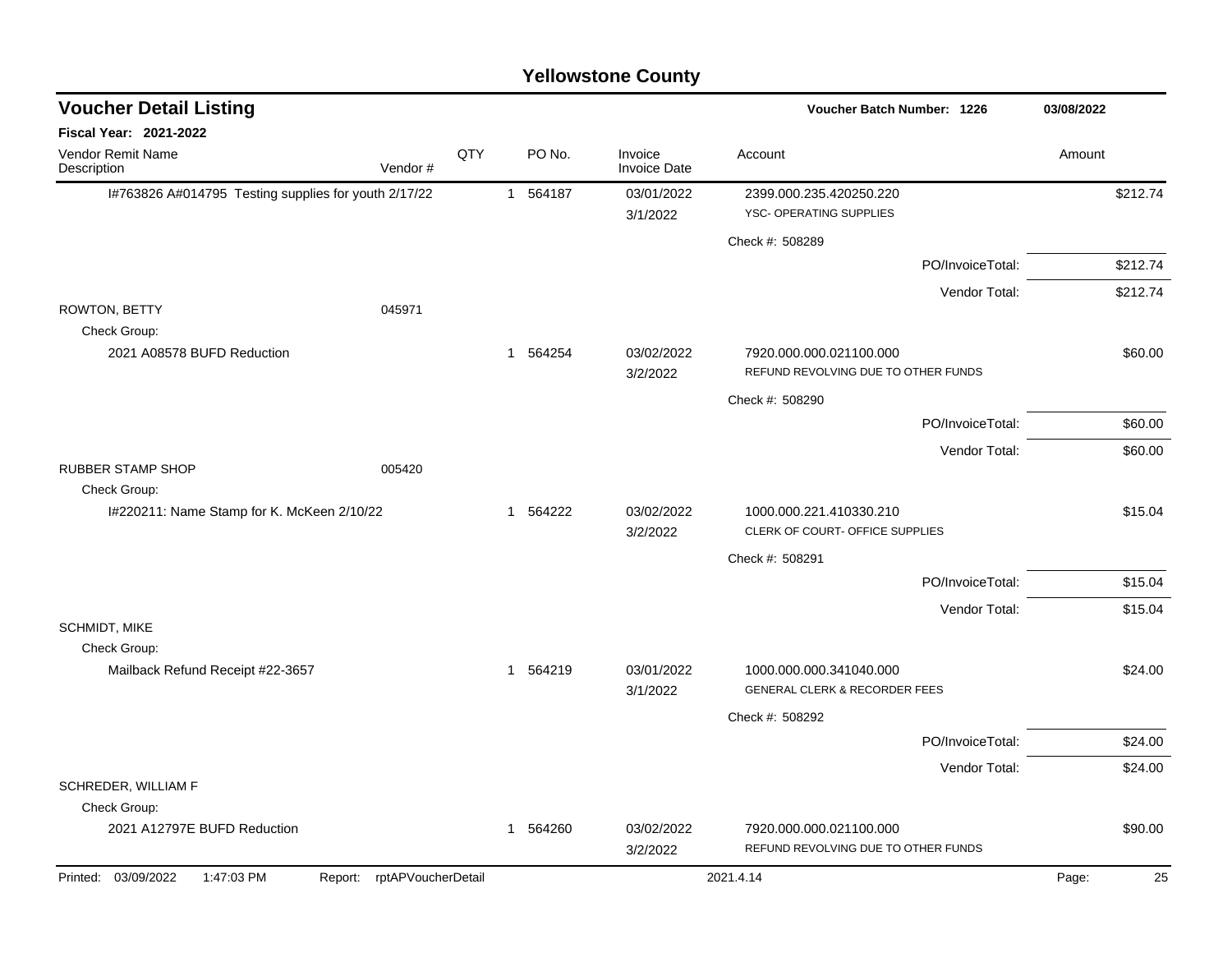# Yellowstone County

## Voucher Detail Listing

**Voucher Batch Number: 1226** | 03/08/2022

**Fiscal Year: 2021-2022**

| Vendor Remit Name / Description | Vendor # | QTY | PO No. | Invoice / Invoice Date | Account | Amount |
|---|---|---|---|---|---|---|
| I#763826 A#014795 Testing supplies for youth 2/17/22 | | 1 | 564187 | 03/01/2022<br>3/1/2022 | 2399.000.235.420250.220<br>YSC- OPERATING SUPPLIES | $212.74 |
| | | | | | Check #: 508289 | |
| | | | | | PO/InvoiceTotal: | $212.74 |
| | | | | | Vendor Total: | $212.74 |
| ROWTON, BETTY | 045971 | | | | | |
| Check Group: | | | | | | |
| 2021 A08578 BUFD Reduction | | 1 | 564254 | 03/02/2022<br>3/2/2022 | 7920.000.000.021100.000<br>REFUND REVOLVING DUE TO OTHER FUNDS | $60.00 |
| | | | | | Check #: 508290 | |
| | | | | | PO/InvoiceTotal: | $60.00 |
| | | | | | Vendor Total: | $60.00 |
| RUBBER STAMP SHOP | 005420 | | | | | |
| Check Group: | | | | | | |
| I#220211: Name Stamp for K. McKeen 2/10/22 | | 1 | 564222 | 03/02/2022<br>3/2/2022 | 1000.000.221.410330.210<br>CLERK OF COURT- OFFICE SUPPLIES | $15.04 |
| | | | | | Check #: 508291 | |
| | | | | | PO/InvoiceTotal: | $15.04 |
| | | | | | Vendor Total: | $15.04 |
| SCHMIDT, MIKE | | | | | | |
| Check Group: | | | | | | |
| Mailback Refund Receipt #22-3657 | | 1 | 564219 | 03/01/2022<br>3/1/2022 | 1000.000.000.341040.000<br>GENERAL CLERK & RECORDER FEES | $24.00 |
| | | | | | Check #: 508292 | |
| | | | | | PO/InvoiceTotal: | $24.00 |
| | | | | | Vendor Total: | $24.00 |
| SCHREDER, WILLIAM F | | | | | | |
| Check Group: | | | | | | |
| 2021 A12797E BUFD Reduction | | 1 | 564260 | 03/02/2022<br>3/2/2022 | 7920.000.000.021100.000<br>REFUND REVOLVING DUE TO OTHER FUNDS | $90.00 |

Printed: 03/09/2022 1:47:03 PM Report: rptAPVoucherDetail 2021.4.14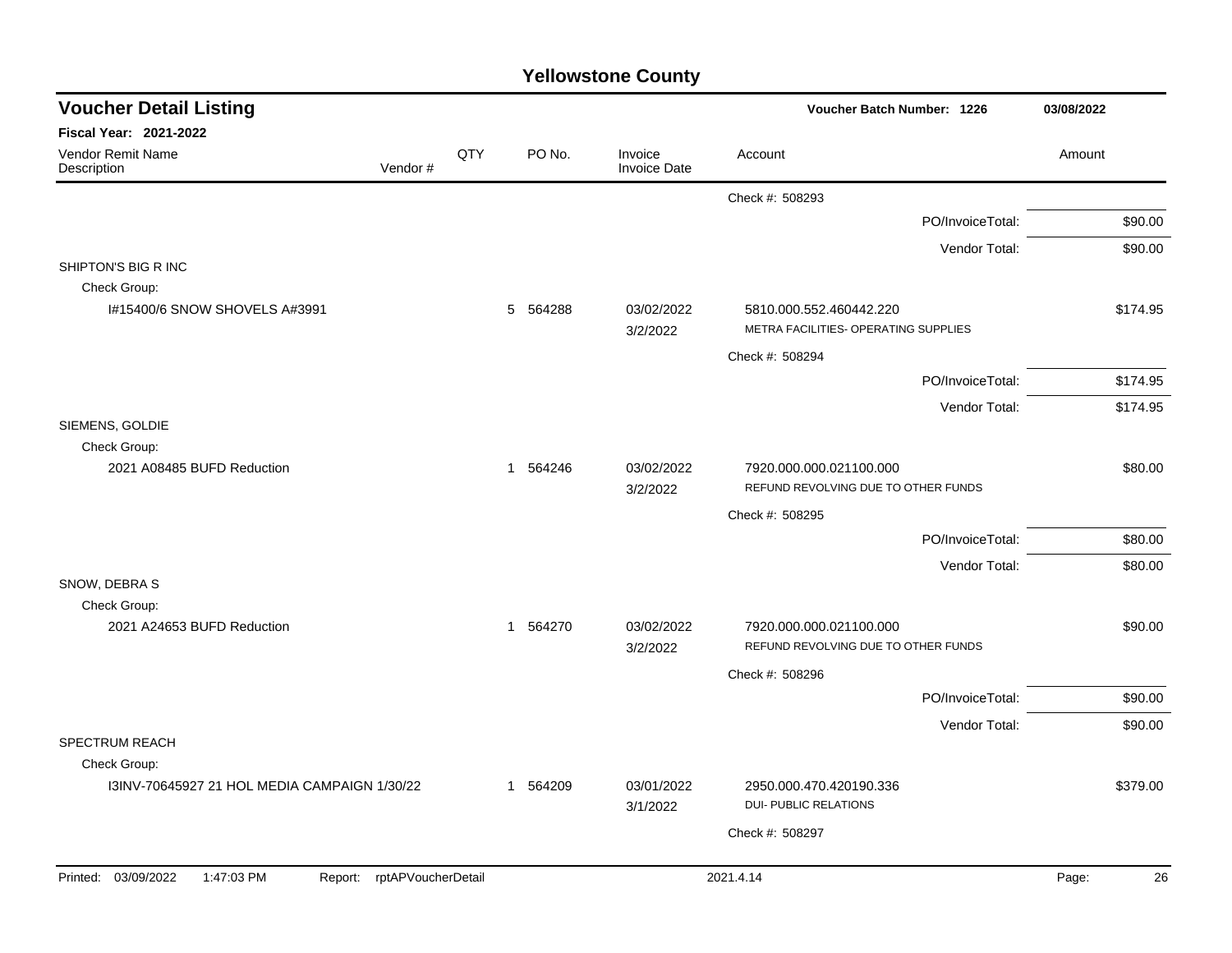# Yellowstone County

## Voucher Detail Listing

**Voucher Batch Number: 1226** — 03/08/2022

**Fiscal Year: 2021-2022**

| Vendor Remit Name / Description | Vendor # | QTY | PO No. | Invoice / Invoice Date | Account | Amount |
|---|---|---|---|---|---|---|
| | | | | | Check #: 508293 | |
| | | | | | PO/InvoiceTotal: | $90.00 |
| | | | | | Vendor Total: | $90.00 |
| SHIPTON'S BIG R INC | | | | | | |
| Check Group: | | | | | | |
| I#15400/6 SNOW SHOVELS A#3991 | | 5 | 564288 | 03/02/2022 3/2/2022 | 5810.000.552.460442.220 METRA FACILITIES- OPERATING SUPPLIES | $174.95 |
| | | | | | Check #: 508294 | |
| | | | | | PO/InvoiceTotal: | $174.95 |
| | | | | | Vendor Total: | $174.95 |
| SIEMENS, GOLDIE | | | | | | |
| Check Group: | | | | | | |
| 2021 A08485 BUFD Reduction | | 1 | 564246 | 03/02/2022 3/2/2022 | 7920.000.000.021100.000 REFUND REVOLVING DUE TO OTHER FUNDS | $80.00 |
| | | | | | Check #: 508295 | |
| | | | | | PO/InvoiceTotal: | $80.00 |
| | | | | | Vendor Total: | $80.00 |
| SNOW, DEBRA S | | | | | | |
| Check Group: | | | | | | |
| 2021 A24653 BUFD Reduction | | 1 | 564270 | 03/02/2022 3/2/2022 | 7920.000.000.021100.000 REFUND REVOLVING DUE TO OTHER FUNDS | $90.00 |
| | | | | | Check #: 508296 | |
| | | | | | PO/InvoiceTotal: | $90.00 |
| | | | | | Vendor Total: | $90.00 |
| SPECTRUM REACH | | | | | | |
| Check Group: | | | | | | |
| I3INV-70645927 21 HOL MEDIA CAMPAIGN 1/30/22 | | 1 | 564209 | 03/01/2022 3/1/2022 | 2950.000.470.420190.336 DUI- PUBLIC RELATIONS | $379.00 |
| | | | | | Check #: 508297 | |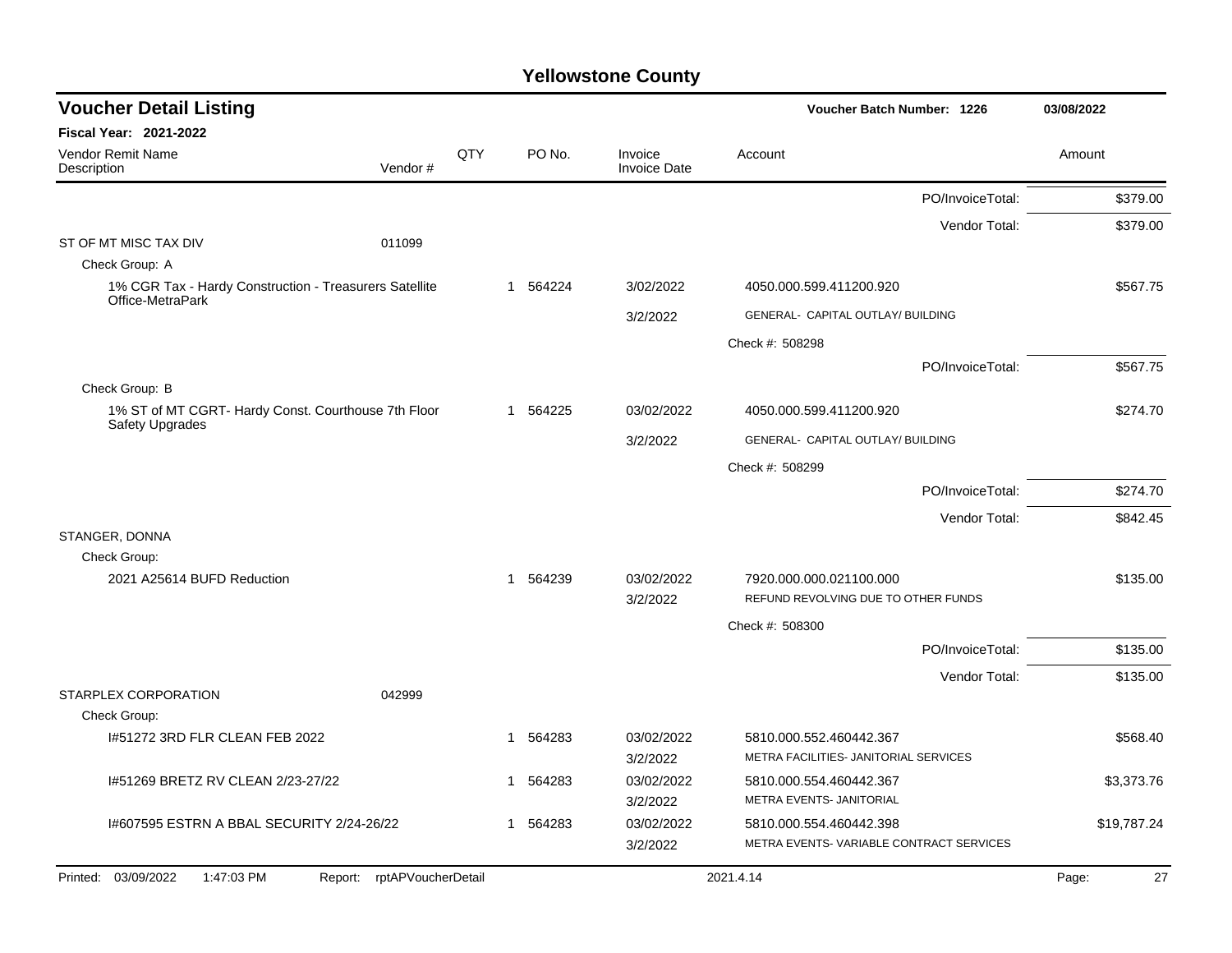# Yellowstone County

## Voucher Detail Listing

**Voucher Batch Number: 1226** | 03/08/2022

**Fiscal Year: 2021-2022**

| Vendor Remit Name / Description | Vendor # | QTY | PO No. | Invoice / Invoice Date | Account | Amount |
|---|---|---|---|---|---|---|
| | | | | | PO/InvoiceTotal: | $379.00 |
| | | | | | Vendor Total: | $379.00 |
| ST OF MT MISC TAX DIV | 011099 | | | | | |
| Check Group: A | | | | | | |
| 1% CGR Tax - Hardy Construction - Treasurers Satellite Office-MetraPark | | 1 | 564224 | 3/02/2022 | 4050.000.599.411200.920 | $567.75 |
| | | | | 3/2/2022 | GENERAL- CAPITAL OUTLAY/ BUILDING | |
| | | | | | Check #: 508298 | |
| | | | | | PO/InvoiceTotal: | $567.75 |
| Check Group: B | | | | | | |
| 1% ST of MT CGRT- Hardy Const. Courthouse 7th Floor Safety Upgrades | | 1 | 564225 | 03/02/2022 | 4050.000.599.411200.920 | $274.70 |
| | | | | 3/2/2022 | GENERAL- CAPITAL OUTLAY/ BUILDING | |
| | | | | | Check #: 508299 | |
| | | | | | PO/InvoiceTotal: | $274.70 |
| | | | | | Vendor Total: | $842.45 |
| STANGER, DONNA | | | | | | |
| Check Group: | | | | | | |
| 2021 A25614 BUFD Reduction | | 1 | 564239 | 03/02/2022 | 7920.000.000.021100.000 | $135.00 |
| | | | | 3/2/2022 | REFUND REVOLVING DUE TO OTHER FUNDS | |
| | | | | | Check #: 508300 | |
| | | | | | PO/InvoiceTotal: | $135.00 |
| | | | | | Vendor Total: | $135.00 |
| STARPLEX CORPORATION | 042999 | | | | | |
| Check Group: | | | | | | |
| I#51272 3RD FLR CLEAN FEB 2022 | | 1 | 564283 | 03/02/2022 | 5810.000.552.460442.367 | $568.40 |
| | | | | 3/2/2022 | METRA FACILITIES- JANITORIAL SERVICES | |
| I#51269 BRETZ RV CLEAN 2/23-27/22 | | 1 | 564283 | 03/02/2022 | 5810.000.554.460442.367 | $3,373.76 |
| | | | | 3/2/2022 | METRA EVENTS- JANITORIAL | |
| I#607595 ESTRN A BBAL SECURITY 2/24-26/22 | | 1 | 564283 | 03/02/2022 | 5810.000.554.460442.398 | $19,787.24 |
| | | | | 3/2/2022 | METRA EVENTS- VARIABLE CONTRACT SERVICES | |

Printed: 03/09/2022 1:47:03 PM Report: rptAPVoucherDetail 2021.4.14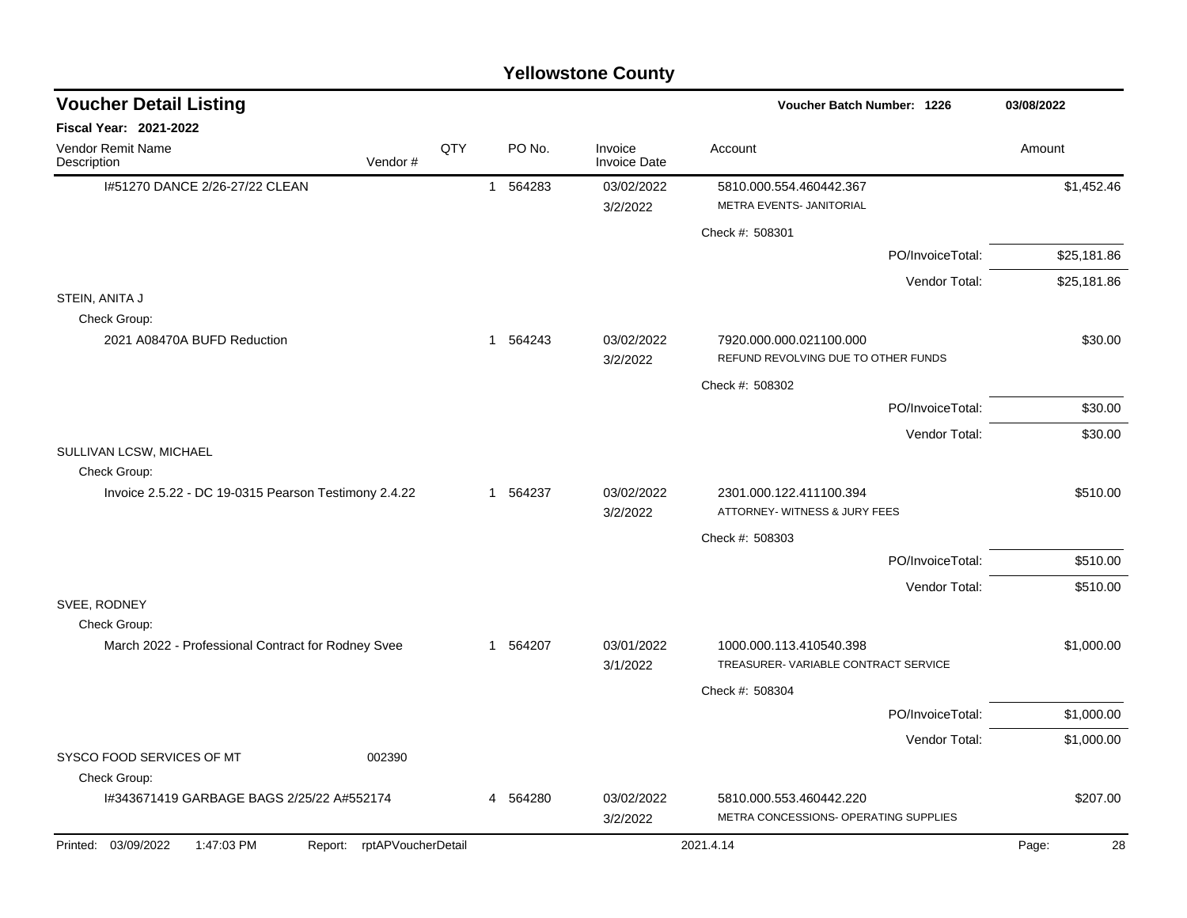# Yellowstone County

## Voucher Detail Listing

**Voucher Batch Number: 1226** — 03/08/2022

**Fiscal Year: 2021-2022**

| Vendor Remit Name / Description | Vendor # | QTY | PO No. | Invoice / Invoice Date | Account | Amount |
|---|---|---|---|---|---|---|
| I#51270 DANCE 2/26-27/22 CLEAN | | 1 | 564283 | 03/02/2022 3/2/2022 | 5810.000.554.460442.367 METRA EVENTS- JANITORIAL | $1,452.46 |
| | | | | | Check #: 508301 | |
| | | | | | PO/InvoiceTotal: | $25,181.86 |
| | | | | | Vendor Total: | $25,181.86 |
| STEIN, ANITA J | | | | | | |
| Check Group: | | | | | | |
| 2021 A08470A BUFD Reduction | | 1 | 564243 | 03/02/2022 3/2/2022 | 7920.000.000.021100.000 REFUND REVOLVING DUE TO OTHER FUNDS | $30.00 |
| | | | | | Check #: 508302 | |
| | | | | | PO/InvoiceTotal: | $30.00 |
| | | | | | Vendor Total: | $30.00 |
| SULLIVAN LCSW, MICHAEL | | | | | | |
| Check Group: | | | | | | |
| Invoice 2.5.22 - DC 19-0315 Pearson Testimony 2.4.22 | | 1 | 564237 | 03/02/2022 3/2/2022 | 2301.000.122.411100.394 ATTORNEY- WITNESS & JURY FEES | $510.00 |
| | | | | | Check #: 508303 | |
| | | | | | PO/InvoiceTotal: | $510.00 |
| | | | | | Vendor Total: | $510.00 |
| SVEE, RODNEY | | | | | | |
| Check Group: | | | | | | |
| March 2022 - Professional Contract for Rodney Svee | | 1 | 564207 | 03/01/2022 3/1/2022 | 1000.000.113.410540.398 TREASURER- VARIABLE CONTRACT SERVICE | $1,000.00 |
| | | | | | Check #: 508304 | |
| | | | | | PO/InvoiceTotal: | $1,000.00 |
| | | | | | Vendor Total: | $1,000.00 |
| SYSCO FOOD SERVICES OF MT | 002390 | | | | | |
| Check Group: | | | | | | |
| I#343671419 GARBAGE BAGS 2/25/22 A#552174 | | 4 | 564280 | 03/02/2022 3/2/2022 | 5810.000.553.460442.220 METRA CONCESSIONS- OPERATING SUPPLIES | $207.00 |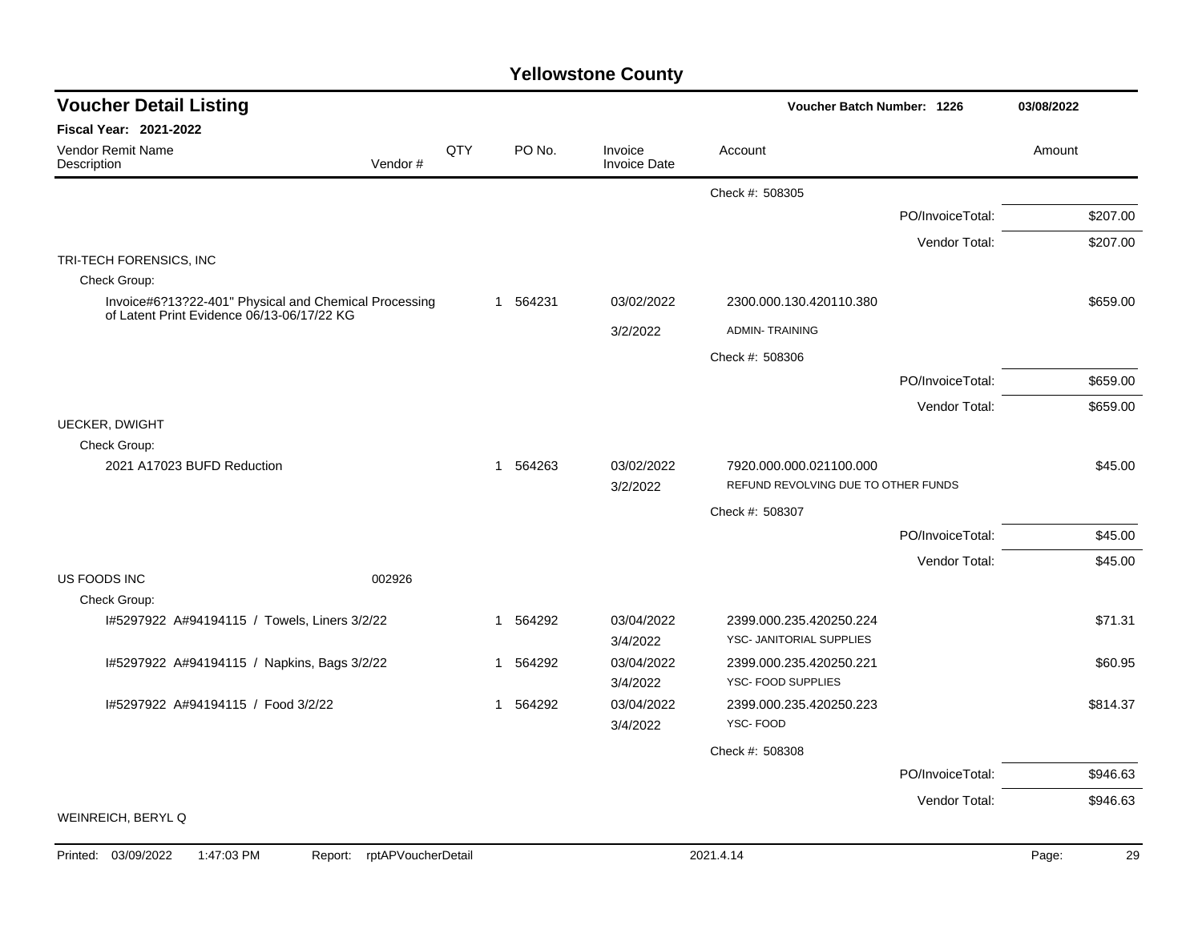# Yellowstone County

## Voucher Detail Listing

**Voucher Batch Number: 1226** 03/08/2022

**Fiscal Year: 2021-2022**

| Vendor Remit Name / Description | Vendor # | QTY | PO No. | Invoice / Invoice Date | Account | Amount |
|---|---|---|---|---|---|---|
| | | | | | Check #: 508305 | |
| | | | | | PO/InvoiceTotal: | $207.00 |
| | | | | | Vendor Total: | $207.00 |
| TRI-TECH FORENSICS, INC | | | | | | |
| Check Group: | | | | | | |
| Invoice#6?13?22-401" Physical and Chemical Processing of Latent Print Evidence 06/13-06/17/22 KG | | 1 | 564231 | 03/02/2022 | 2300.000.130.420110.380 | $659.00 |
| | | | | 3/2/2022 | ADMIN- TRAINING | |
| | | | | | Check #: 508306 | |
| | | | | | PO/InvoiceTotal: | $659.00 |
| | | | | | Vendor Total: | $659.00 |
| UECKER, DWIGHT | | | | | | |
| Check Group: | | | | | | |
| 2021 A17023 BUFD Reduction | | 1 | 564263 | 03/02/2022 | 7920.000.000.021100.000 | $45.00 |
| | | | | 3/2/2022 | REFUND REVOLVING DUE TO OTHER FUNDS | |
| | | | | | Check #: 508307 | |
| | | | | | PO/InvoiceTotal: | $45.00 |
| | | | | | Vendor Total: | $45.00 |
| US FOODS INC | 002926 | | | | | |
| Check Group: | | | | | | |
| I#5297922 A#94194115 / Towels, Liners 3/2/22 | | 1 | 564292 | 03/04/2022 | 2399.000.235.420250.224 | $71.31 |
| | | | | 3/4/2022 | YSC- JANITORIAL SUPPLIES | |
| I#5297922 A#94194115 / Napkins, Bags 3/2/22 | | 1 | 564292 | 03/04/2022 | 2399.000.235.420250.221 | $60.95 |
| | | | | 3/4/2022 | YSC- FOOD SUPPLIES | |
| I#5297922 A#94194115 / Food 3/2/22 | | 1 | 564292 | 03/04/2022 | 2399.000.235.420250.223 | $814.37 |
| | | | | 3/4/2022 | YSC- FOOD | |
| | | | | | Check #: 508308 | |
| | | | | | PO/InvoiceTotal: | $946.63 |
| | | | | | Vendor Total: | $946.63 |
| WEINREICH, BERYL Q | | | | | | |

Printed: 03/09/2022 1:47:03 PM Report: rptAPVoucherDetail 2021.4.14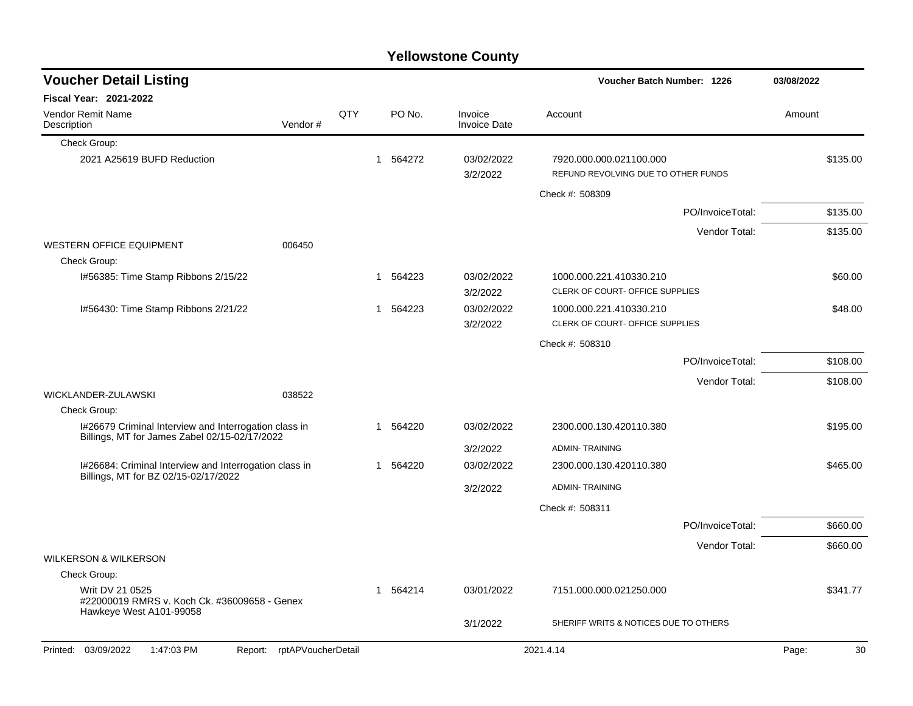# Yellowstone County

## Voucher Detail Listing

**Voucher Batch Number: 1226** — 03/08/2022

**Fiscal Year: 2021-2022**

| Vendor Remit Name / Description | Vendor # | QTY | PO No. | Invoice / Invoice Date | Account | Amount |
|---|---|---|---|---|---|---|
| Check Group: | | | | | | |
| 2021 A25619 BUFD Reduction | | 1 | 564272 | 03/02/2022 | 7920.000.000.021100.000 | $135.00 |
| | | | | 3/2/2022 | REFUND REVOLVING DUE TO OTHER FUNDS | |
| | | | | | Check #: 508309 | |
| | | | | | PO/InvoiceTotal: | $135.00 |
| | | | | | Vendor Total: | $135.00 |
| WESTERN OFFICE EQUIPMENT | 006450 | | | | | |
| Check Group: | | | | | | |
| I#56385: Time Stamp Ribbons 2/15/22 | | 1 | 564223 | 03/02/2022 | 1000.000.221.410330.210 | $60.00 |
| | | | | 3/2/2022 | CLERK OF COURT- OFFICE SUPPLIES | |
| I#56430: Time Stamp Ribbons 2/21/22 | | 1 | 564223 | 03/02/2022 | 1000.000.221.410330.210 | $48.00 |
| | | | | 3/2/2022 | CLERK OF COURT- OFFICE SUPPLIES | |
| | | | | | Check #: 508310 | |
| | | | | | PO/InvoiceTotal: | $108.00 |
| | | | | | Vendor Total: | $108.00 |
| WICKLANDER-ZULAWSKI | 038522 | | | | | |
| Check Group: | | | | | | |
| I#26679 Criminal Interview and Interrogation class in Billings, MT for James Zabel 02/15-02/17/2022 | | 1 | 564220 | 03/02/2022 | 2300.000.130.420110.380 | $195.00 |
| | | | | 3/2/2022 | ADMIN- TRAINING | |
| I#26684: Criminal Interview and Interrogation class in Billings, MT for BZ 02/15-02/17/2022 | | 1 | 564220 | 03/02/2022 | 2300.000.130.420110.380 | $465.00 |
| | | | | 3/2/2022 | ADMIN- TRAINING | |
| | | | | | Check #: 508311 | |
| | | | | | PO/InvoiceTotal: | $660.00 |
| | | | | | Vendor Total: | $660.00 |
| WILKERSON & WILKERSON | | | | | | |
| Check Group: | | | | | | |
| Writ DV 21 0525 #22000019 RMRS v. Koch Ck. #36009658 - Genex Hawkeye West A101-99058 | | 1 | 564214 | 03/01/2022 | 7151.000.000.021250.000 | $341.77 |
| | | | | 3/1/2022 | SHERIFF WRITS & NOTICES DUE TO OTHERS | |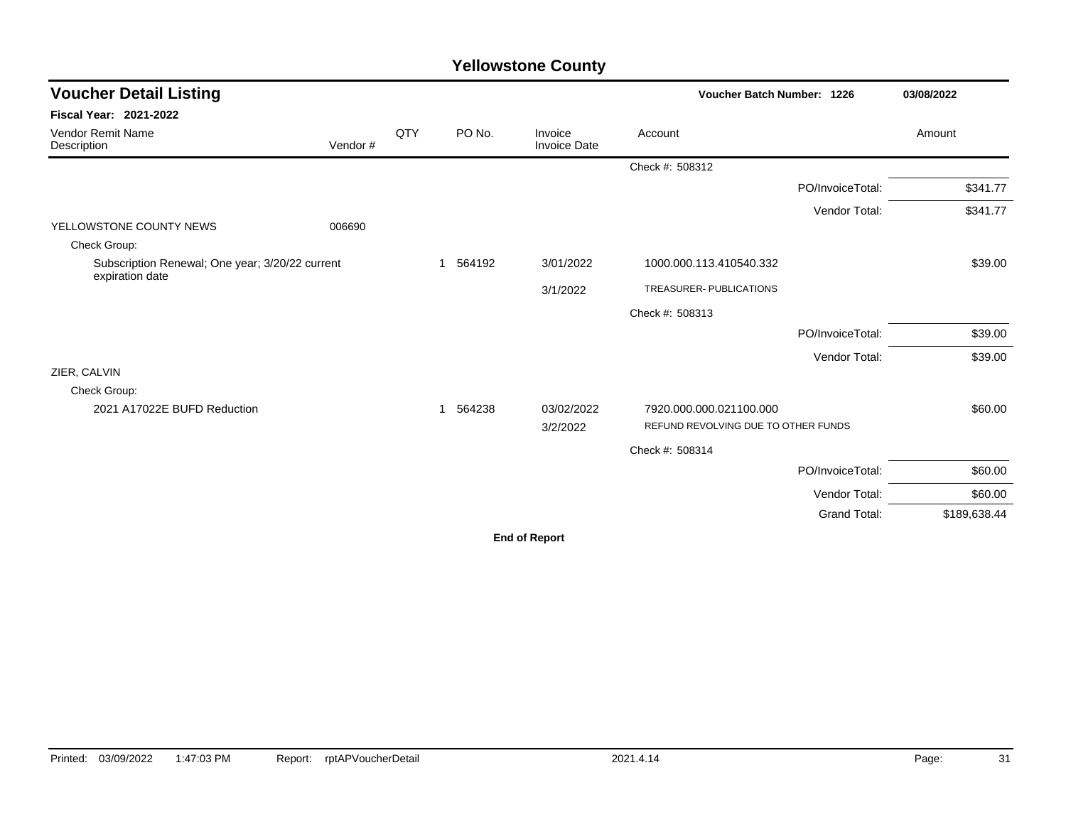# Yellowstone County

## Voucher Detail Listing

**Voucher Batch Number: 1226** **03/08/2022**

**Fiscal Year: 2021-2022**

| Vendor Remit Name / Description | Vendor # | QTY | PO No. | Invoice / Invoice Date | Account | Amount |
|---|---|---|---|---|---|---|
| | | | | | Check #: 508312 | |
| | | | | | PO/InvoiceTotal: | $341.77 |
| | | | | | Vendor Total: | $341.77 |
| YELLOWSTONE COUNTY NEWS | 006690 | | | | | |
| Check Group: | | | | | | |
| Subscription Renewal; One year; 3/20/22 current expiration date | | 1 | 564192 | 3/01/2022 | 1000.000.113.410540.332 | $39.00 |
| | | | | 3/1/2022 | TREASURER- PUBLICATIONS | |
| | | | | | Check #: 508313 | |
| | | | | | PO/InvoiceTotal: | $39.00 |
| | | | | | Vendor Total: | $39.00 |
| ZIER, CALVIN | | | | | | |
| Check Group: | | | | | | |
| 2021 A17022E BUFD Reduction | | 1 | 564238 | 03/02/2022 | 7920.000.000.021100.000 | $60.00 |
| | | | | 3/2/2022 | REFUND REVOLVING DUE TO OTHER FUNDS | |
| | | | | | Check #: 508314 | |
| | | | | | PO/InvoiceTotal: | $60.00 |
| | | | | | Vendor Total: | $60.00 |
| | | | | | Grand Total: | $189,638.44 |

**End of Report**

Printed: 03/09/2022 1:47:03 PM Report: rptAPVoucherDetail 2021.4.14